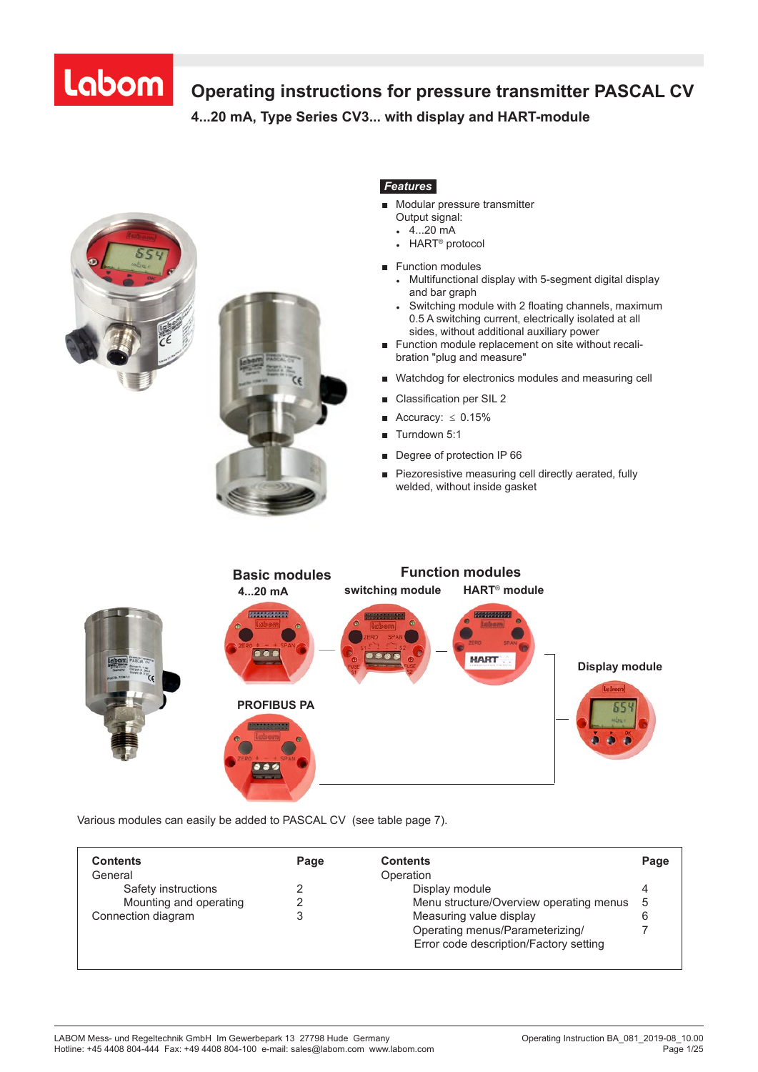# Operating instructions for pressure transmitter PASCAL CV

## 4...20 mA, Type Series CV3... with display and HART-module

### *Features*

- Modular pressure transmitter
  Output signal:
  - 4...20 mA
  - HART® protocol
- Function modules
  - Multifunctional display with 5-segment digital display and bar graph
  - Switching module with 2 floating channels, maximum 0.5 A switching current, electrically isolated at all sides, without additional auxiliary power
- Function module replacement on site without recalibration "plug and measure"
- Watchdog for electronics modules and measuring cell
- Classification per SIL 2
- Accuracy: ≤ 0.15%
- Turndown 5:1
- Degree of protection IP 66
- Piezoresistive measuring cell directly aerated, fully welded, without inside gasket

**Basic modules**

4...20 mA

PROFIBUS PA

**Function modules**

switching module

HART® module

**Display module**

Various modules can easily be added to PASCAL CV (see table page 7).

| Contents | Page | Contents | Page |
|---|---|---|---|
| General | | Operation | |
| Safety instructions | 2 | Display module | 4 |
| Mounting and operating | 2 | Menu structure/Overview operating menus | 5 |
| Connection diagram | 3 | Measuring value display | 6 |
| | | Operating menus/Parameterizing/ Error code description/Factory setting | 7 |

LABOM Mess- und Regeltechnik GmbH Im Gewerbepark 13 27798 Hude Germany
Hotline: +45 4408 804-444 Fax: +49 4408 804-100 e-mail: sales@labom.com www.labom.com

Operating Instruction BA_081_2019-08_10.00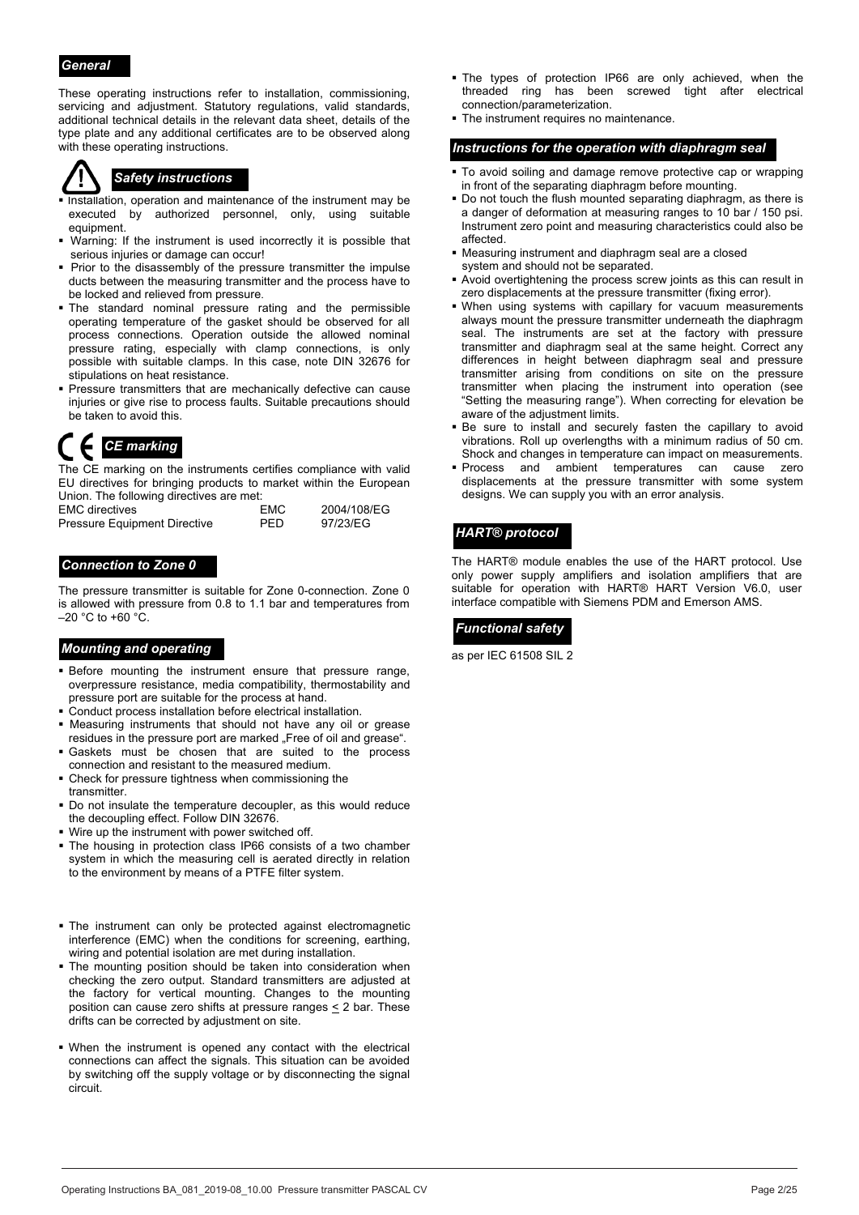## General

These operating instructions refer to installation, commissioning, servicing and adjustment. Statutory regulations, valid standards, additional technical details in the relevant data sheet, details of the type plate and any additional certificates are to be observed along with these operating instructions.

## Safety instructions

- Installation, operation and maintenance of the instrument may be executed by authorized personnel, only, using suitable equipment.
- Warning: If the instrument is used incorrectly it is possible that serious injuries or damage can occur!
- Prior to the disassembly of the pressure transmitter the impulse ducts between the measuring transmitter and the process have to be locked and relieved from pressure.
- The standard nominal pressure rating and the permissible operating temperature of the gasket should be observed for all process connections. Operation outside the allowed nominal pressure rating, especially with clamp connections, is only possible with suitable clamps. In this case, note DIN 32676 for stipulations on heat resistance.
- Pressure transmitters that are mechanically defective can cause injuries or give rise to process faults. Suitable precautions should be taken to avoid this.

## CE marking

The CE marking on the instruments certifies compliance with valid EU directives for bringing products to market within the European Union. The following directives are met:

| | | |
|---|---|---|
| EMC directives | EMC | 2004/108/EG |
| Pressure Equipment Directive | PED | 97/23/EG |

## Connection to Zone 0

The pressure transmitter is suitable for Zone 0-connection. Zone 0 is allowed with pressure from 0.8 to 1.1 bar and temperatures from –20 °C to +60 °C.

## Mounting and operating

- Before mounting the instrument ensure that pressure range, overpressure resistance, media compatibility, thermostability and pressure port are suitable for the process at hand.
- Conduct process installation before electrical installation.
- Measuring instruments that should not have any oil or grease residues in the pressure port are marked „Free of oil and grease".
- Gaskets must be chosen that are suited to the process connection and resistant to the measured medium.
- Check for pressure tightness when commissioning the transmitter.
- Do not insulate the temperature decoupler, as this would reduce the decoupling effect. Follow DIN 32676.
- Wire up the instrument with power switched off.
- The housing in protection class IP66 consists of a two chamber system in which the measuring cell is aerated directly in relation to the environment by means of a PTFE filter system.
- The instrument can only be protected against electromagnetic interference (EMC) when the conditions for screening, earthing, wiring and potential isolation are met during installation.
- The mounting position should be taken into consideration when checking the zero output. Standard transmitters are adjusted at the factory for vertical mounting. Changes to the mounting position can cause zero shifts at pressure ranges ≤ 2 bar. These drifts can be corrected by adjustment on site.
- When the instrument is opened any contact with the electrical connections can affect the signals. This situation can be avoided by switching off the supply voltage or by disconnecting the signal circuit.
- The types of protection IP66 are only achieved, when the threaded ring has been screwed tight after electrical connection/parameterization.
- The instrument requires no maintenance.

## Instructions for the operation with diaphragm seal

- To avoid soiling and damage remove protective cap or wrapping in front of the separating diaphragm before mounting.
- Do not touch the flush mounted separating diaphragm, as there is a danger of deformation at measuring ranges to 10 bar / 150 psi. Instrument zero point and measuring characteristics could also be affected.
- Measuring instrument and diaphragm seal are a closed system and should not be separated.
- Avoid overtightening the process screw joints as this can result in zero displacements at the pressure transmitter (fixing error).
- When using systems with capillary for vacuum measurements always mount the pressure transmitter underneath the diaphragm seal. The instruments are set at the factory with pressure transmitter and diaphragm seal at the same height. Correct any differences in height between diaphragm seal and pressure transmitter arising from conditions on site on the pressure transmitter when placing the instrument into operation (see "Setting the measuring range"). When correcting for elevation be aware of the adjustment limits.
- Be sure to install and securely fasten the capillary to avoid vibrations. Roll up overlengths with a minimum radius of 50 cm. Shock and changes in temperature can impact on measurements.
- Process and ambient temperatures can cause zero displacements at the pressure transmitter with some system designs. We can supply you with an error analysis.

## HART® protocol

The HART® module enables the use of the HART protocol. Use only power supply amplifiers and isolation amplifiers that are suitable for operation with HART® HART Version V6.0, user interface compatible with Siemens PDM and Emerson AMS.

## Functional safety

as per IEC 61508 SIL 2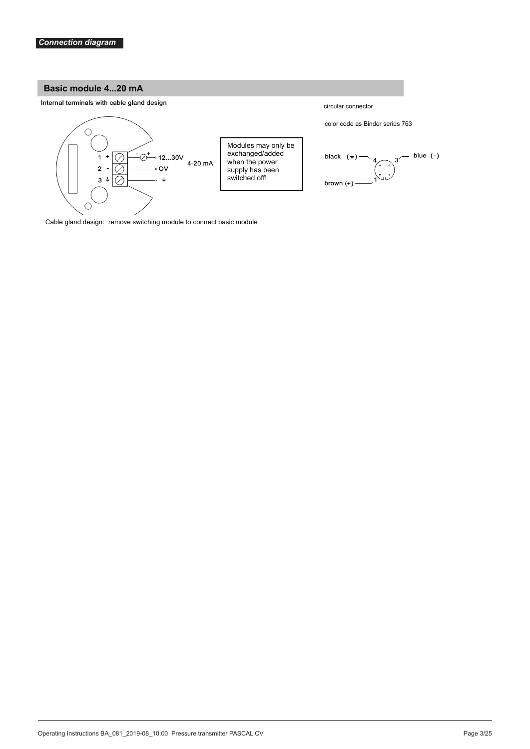*Connection diagram*

## Basic module 4...20 mA

Internal terminals with cable gland design

1 + 
2 - 
3 ⏚ 

12...30V
0V
⏚
4-20 mA

Modules may only be exchanged/added when the power supply has been switched off!

circular connector

color code as Binder series 763

black (⏚) — 4
blue (-) — 3
brown (+) — 1

Cable gland design: remove switching module to connect basic module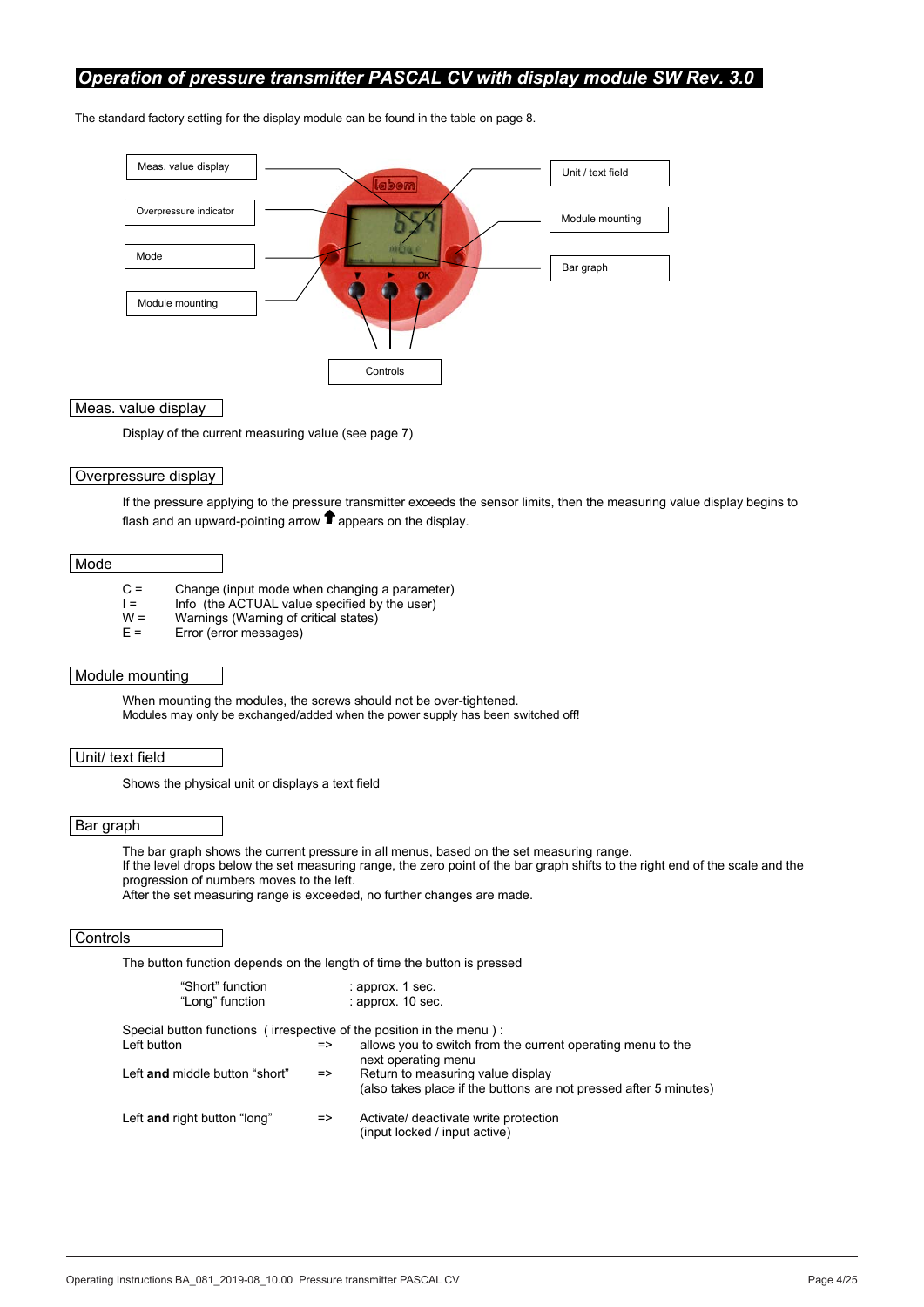# *Operation of pressure transmitter PASCAL CV with display module SW Rev. 3.0*

The standard factory setting for the display module can be found in the table on page 8.

Meas. value display
Overpressure indicator
Mode
Module mounting
Unit / text field
Module mounting
Bar graph
Controls

## Meas. value display

Display of the current measuring value (see page 7)

## Overpressure display

If the pressure applying to the pressure transmitter exceeds the sensor limits, then the measuring value display begins to flash and an upward-pointing arrow ⬆ appears on the display.

## Mode

C = Change (input mode when changing a parameter)
I = Info (the ACTUAL value specified by the user)
W = Warnings (Warning of critical states)
E = Error (error messages)

## Module mounting

When mounting the modules, the screws should not be over-tightened.
Modules may only be exchanged/added when the power supply has been switched off!

## Unit/ text field

Shows the physical unit or displays a text field

## Bar graph

The bar graph shows the current pressure in all menus, based on the set measuring range.
If the level drops below the set measuring range, the zero point of the bar graph shifts to the right end of the scale and the progression of numbers moves to the left.
After the set measuring range is exceeded, no further changes are made.

## Controls

The button function depends on the length of time the button is pressed

"Short" function : approx. 1 sec.
"Long" function : approx. 10 sec.

Special button functions ( irrespective of the position in the menu ) :

Left button => allows you to switch from the current operating menu to the next operating menu

Left **and** middle button "short" => Return to measuring value display (also takes place if the buttons are not pressed after 5 minutes)

Left **and** right button "long" => Activate/ deactivate write protection (input locked / input active)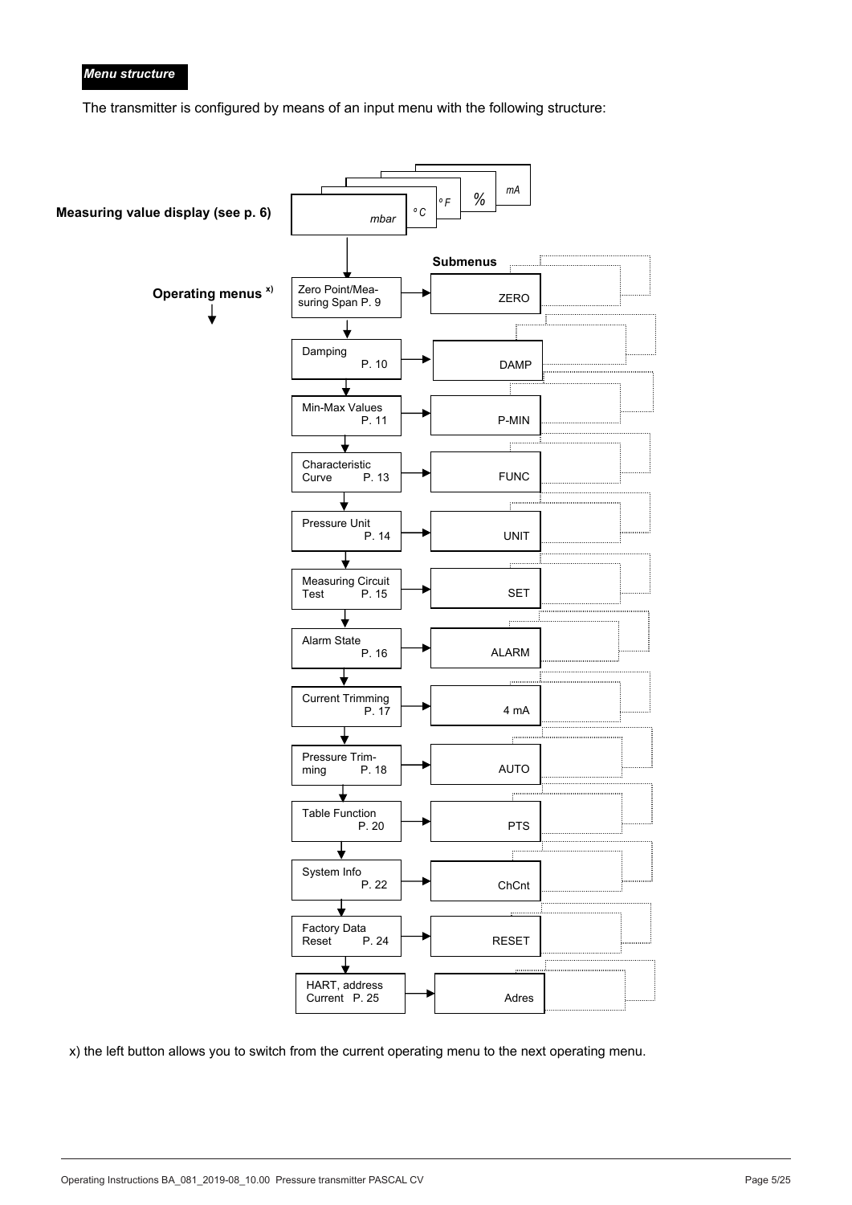***Menu structure***

The transmitter is configured by means of an input menu with the following structure:

**Measuring value display (see p. 6)**

Display units: mbar, °C, °F, %, mA

**Operating menus** x)

**Submenus**

| Operating menu | Submenu |
|---|---|
| Zero Point/Measuring Span P. 9 | ZERO |
| Damping P. 10 | DAMP |
| Min-Max Values P. 11 | P-MIN |
| Characteristic Curve P. 13 | FUNC |
| Pressure Unit P. 14 | UNIT |
| Measuring Circuit Test P. 15 | SET |
| Alarm State P. 16 | ALARM |
| Current Trimming P. 17 | 4 mA |
| Pressure Trimming P. 18 | AUTO |
| Table Function P. 20 | PTS |
| System Info P. 22 | ChCnt |
| Factory Data Reset P. 24 | RESET |
| HART, address Current P. 25 | Adres |

x) the left button allows you to switch from the current operating menu to the next operating menu.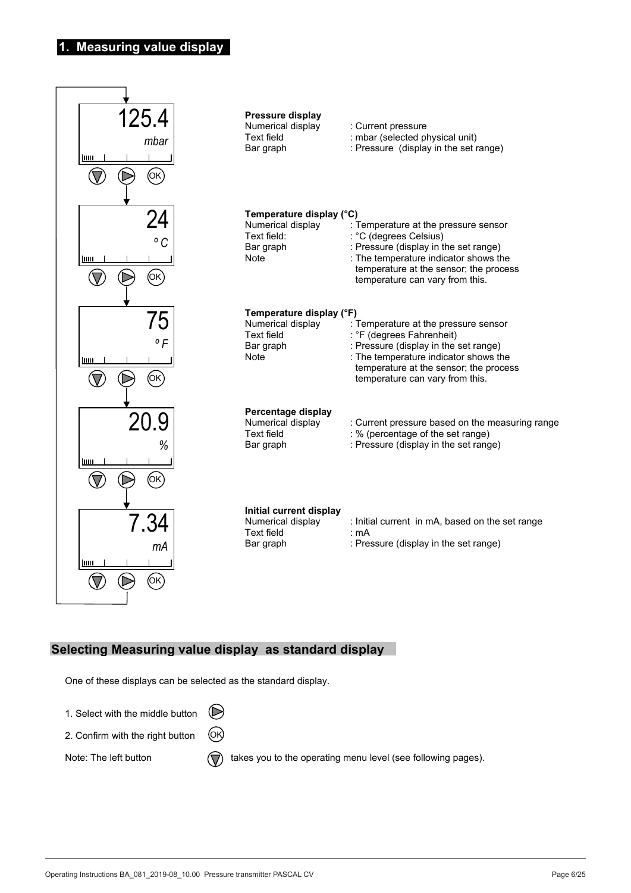# 1. Measuring value display

125.4
mbar

**Pressure display**

| | |
|---|---|
| Numerical display | : Current pressure |
| Text field | : mbar (selected physical unit) |
| Bar graph | : Pressure (display in the set range) |

24
°C

**Temperature display (°C)**

| | |
|---|---|
| Numerical display | : Temperature at the pressure sensor |
| Text field: | : °C (degrees Celsius) |
| Bar graph | : Pressure (display in the set range) |
| Note | : The temperature indicator shows the temperature at the sensor; the process temperature can vary from this. |

75
°F

**Temperature display (°F)**

| | |
|---|---|
| Numerical display | : Temperature at the pressure sensor |
| Text field | : °F (degrees Fahrenheit) |
| Bar graph | : Pressure (display in the set range) |
| Note | : The temperature indicator shows the temperature at the sensor; the process temperature can vary from this. |

20.9
%

**Percentage display**

| | |
|---|---|
| Numerical display | : Current pressure based on the measuring range |
| Text field | : % (percentage of the set range) |
| Bar graph | : Pressure (display in the set range) |

7.34
mA

**Initial current display**

| | |
|---|---|
| Numerical display | : Initial current in mA, based on the set range |
| Text field | : mA |
| Bar graph | : Pressure (display in the set range) |

## Selecting Measuring value display as standard display

One of these displays can be selected as the standard display.

1. Select with the middle button
2. Confirm with the right button

Note: The left button takes you to the operating menu level (see following pages).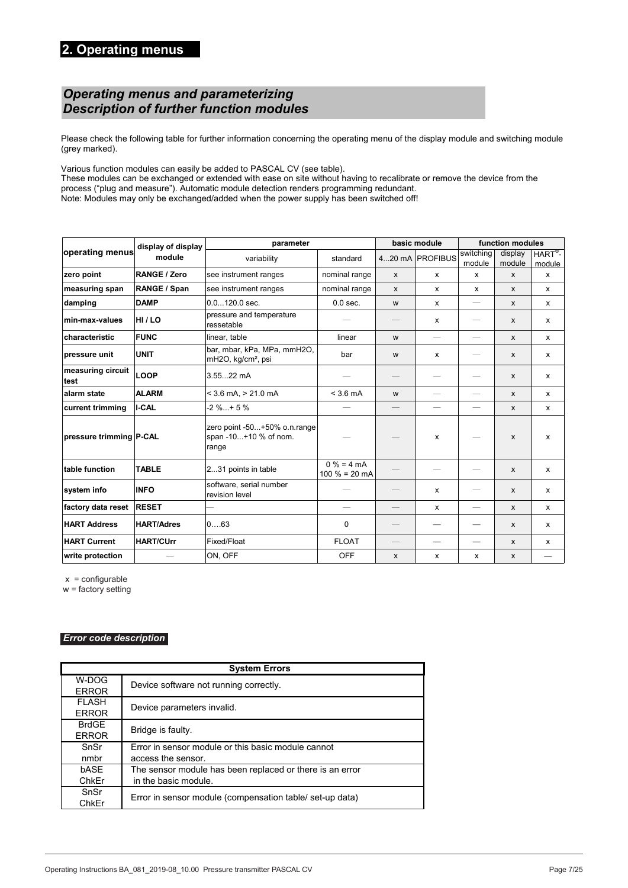# 2. Operating menus

## *Operating menus and parameterizing Description of further function modules*

Please check the following table for further information concerning the operating menu of the display module and switching module (grey marked).

Various function modules can easily be added to PASCAL CV (see table).
These modules can be exchanged or extended with ease on site without having to recalibrate or remove the device from the process ("plug and measure"). Automatic module detection renders programming redundant.
Note: Modules may only be exchanged/added when the power supply has been switched off!

| operating menus | display of display module | parameter | | basic module | | function modules | | |
|---|---|---|---|---|---|---|---|---|
| | | variability | standard | 4...20 mA | PROFIBUS | switching module | display module | HART®-module |
| **zero point** | **RANGE / Zero** | see instrument ranges | nominal range | x | x | x | x | x |
| **measuring span** | **RANGE / Span** | see instrument ranges | nominal range | x | x | x | x | x |
| **damping** | **DAMP** | 0.0...120.0 sec. | 0.0 sec. | w | x | — | x | x |
| **min-max-values** | **HI / LO** | pressure and temperature ressetable | — | — | x | — | x | x |
| **characteristic** | **FUNC** | linear, table | linear | w | — | — | x | x |
| **pressure unit** | **UNIT** | bar, mbar, kPa, MPa, mmH2O, mH2O, kg/cm², psi | bar | w | x | — | x | x |
| **measuring circuit test** | **LOOP** | 3.55...22 mA | — | — | — | — | x | x |
| **alarm state** | **ALARM** | < 3.6 mA, > 21.0 mA | < 3.6 mA | w | — | — | x | x |
| **current trimming** | **I-CAL** | -2 %...+ 5 % | — | — | — | — | x | x |
| **pressure trimming** | **P-CAL** | zero point -50...+50% o.n.range span -10...+10 % of nom. range | — | — | x | — | x | x |
| **table function** | **TABLE** | 2...31 points in table | 0 % = 4 mA 100 % = 20 mA | — | — | — | x | x |
| **system info** | **INFO** | software, serial number revision level | — | — | x | — | x | x |
| **factory data reset** | **RESET** | — | — | — | x | — | x | x |
| **HART Address** | **HART/Adres** | 0….63 | 0 | — | — | — | x | x |
| **HART Current** | **HART/CUrr** | Fixed/Float | FLOAT | — | — | — | x | x |
| **write protection** | — | ON, OFF | OFF | x | x | x | x | — |

x = configurable
w = factory setting

### *Error code description*

| System Errors | |
|---|---|
| W-DOG ERROR | Device software not running correctly. |
| FLASH ERROR | Device parameters invalid. |
| BrdGE ERROR | Bridge is faulty. |
| SnSr nmbr | Error in sensor module or this basic module cannot access the sensor. |
| bASE ChkEr | The sensor module has been replaced or there is an error in the basic module. |
| SnSr ChkEr | Error in sensor module (compensation table/ set-up data) |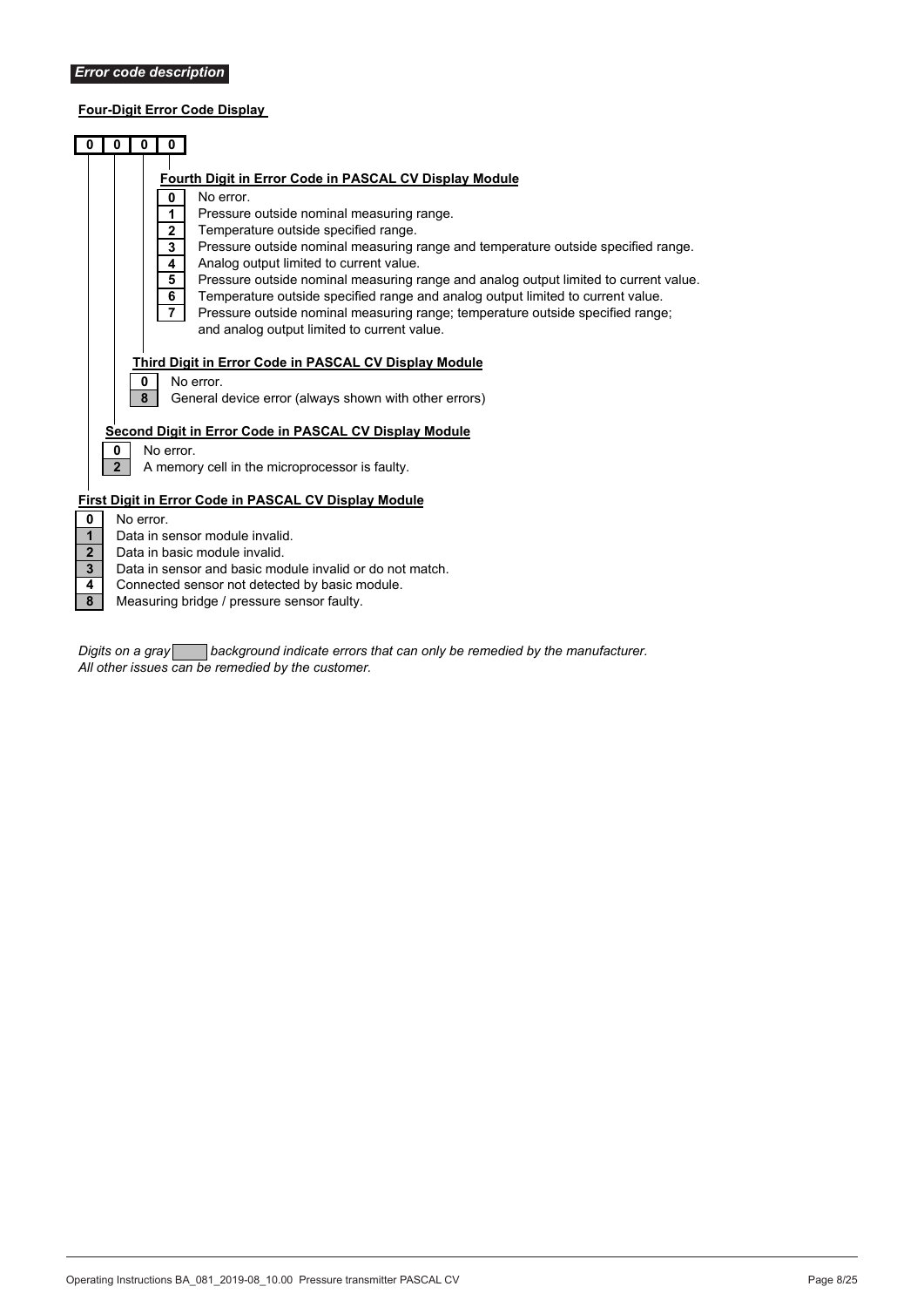## *Error code description*

**Four-Digit Error Code Display**

| 0 | 0 | 0 | 0 |
|---|---|---|---|

**Fourth Digit in Error Code in PASCAL CV Display Module**

| Digit | Description |
|---|---|
| 0 | No error. |
| 1 | Pressure outside nominal measuring range. |
| 2 | Temperature outside specified range. |
| 3 | Pressure outside nominal measuring range and temperature outside specified range. |
| 4 | Analog output limited to current value. |
| 5 | Pressure outside nominal measuring range and analog output limited to current value. |
| 6 | Temperature outside specified range and analog output limited to current value. |
| 7 | Pressure outside nominal measuring range; temperature outside specified range; and analog output limited to current value. |

**Third Digit in Error Code in PASCAL CV Display Module**

| Digit | Description |
|---|---|
| 0 | No error. |
| 8 | General device error (always shown with other errors) |

**Second Digit in Error Code in PASCAL CV Display Module**

| Digit | Description |
|---|---|
| 0 | No error. |
| 2 | A memory cell in the microprocessor is faulty. |

**First Digit in Error Code in PASCAL CV Display Module**

| Digit | Description |
|---|---|
| 0 | No error. |
| 1 | Data in sensor module invalid. |
| 2 | Data in basic module invalid. |
| 3 | Data in sensor and basic module invalid or do not match. |
| 4 | Connected sensor not detected by basic module. |
| 8 | Measuring bridge / pressure sensor faulty. |

*Digits on a gray background indicate errors that can only be remedied by the manufacturer.*
*All other issues can be remedied by the customer.*

(Gray background digits: Third digit 8; Second digit 2; First digit 1, 2, 3, 8.)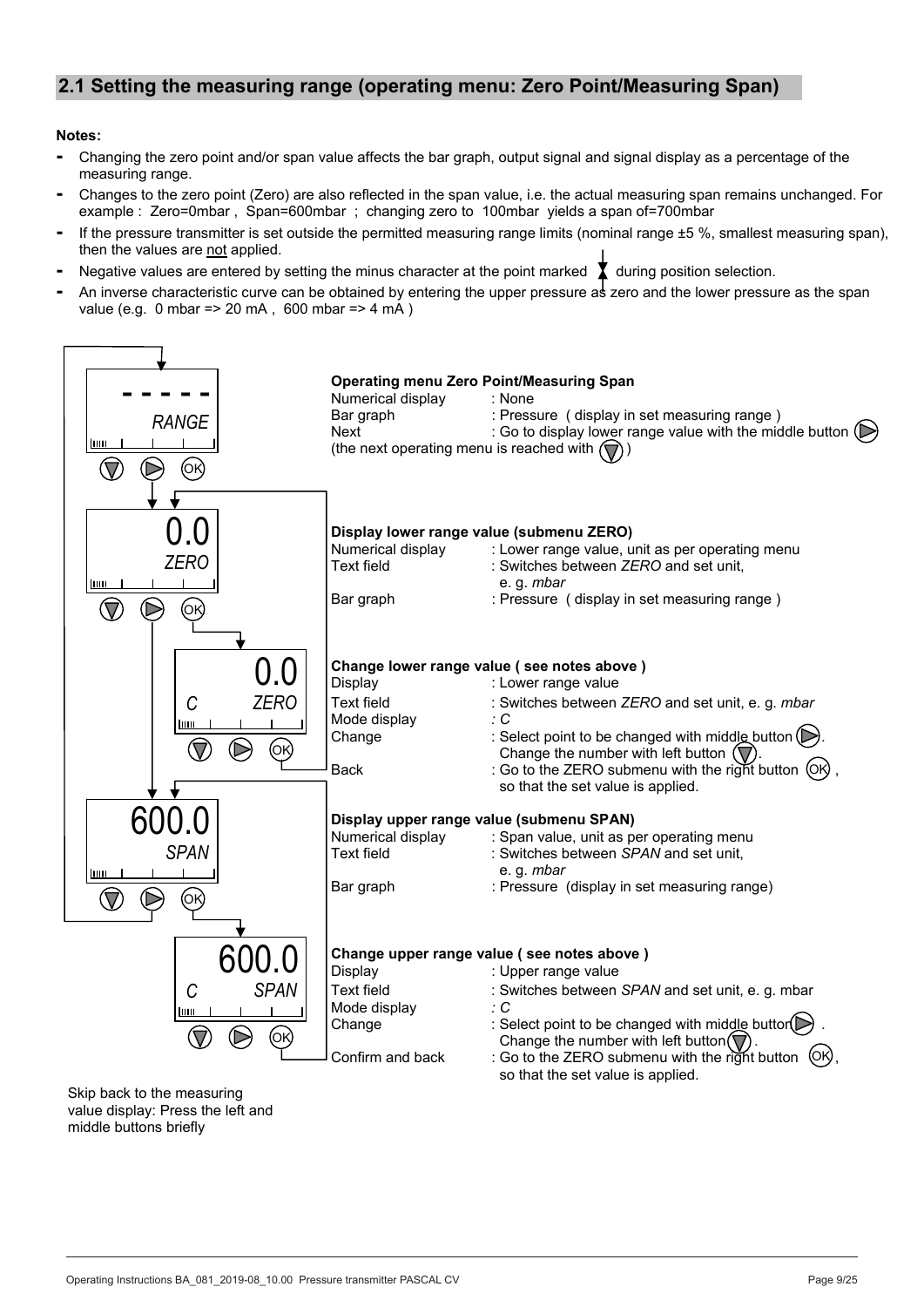## 2.1 Setting the measuring range (operating menu: Zero Point/Measuring Span)

**Notes:**

- Changing the zero point and/or span value affects the bar graph, output signal and signal display as a percentage of the measuring range.
- Changes to the zero point (Zero) are also reflected in the span value, i.e. the actual measuring span remains unchanged. For example : Zero=0mbar , Span=600mbar ; changing zero to 100mbar yields a span of=700mbar
- If the pressure transmitter is set outside the permitted measuring range limits (nominal range ±5 %, smallest measuring span), then the values are not applied.
- Negative values are entered by setting the minus character at the point marked during position selection.
- An inverse characteristic curve can be obtained by entering the upper pressure as zero and the lower pressure as the span value (e.g. 0 mbar => 20 mA , 600 mbar => 4 mA )

**Operating menu Zero Point/Measuring Span**

Display: `- - - - -` / *RANGE*

| | |
|---|---|
| Numerical display | : None |
| Bar graph | : Pressure ( display in set measuring range ) |
| Next | : Go to display lower range value with the middle button (▷) |

(the next operating menu is reached with (▽) )

**Display lower range value (submenu ZERO)**

Display: 0.0 / *ZERO*

| | |
|---|---|
| Numerical display | : Lower range value, unit as per operating menu |
| Text field | : Switches between *ZERO* and set unit, e. g. *mbar* |
| Bar graph | : Pressure ( display in set measuring range ) |

**Change lower range value ( see notes above )**

Display: 0.0 / *C ZERO*

| | |
|---|---|
| Display | : Lower range value |
| Text field | : Switches between *ZERO* and set unit, e. g. *mbar* |
| Mode display | *: C* |
| Change | : Select point to be changed with middle button (▷). Change the number with left button (▽). |
| Back | : Go to the ZERO submenu with the right button (OK) , so that the set value is applied. |

**Display upper range value (submenu SPAN)**

Display: 600.0 / *SPAN*

| | |
|---|---|
| Numerical display | : Span value, unit as per operating menu |
| Text field | : Switches between *SPAN* and set unit, e. g. *mbar* |
| Bar graph | : Pressure (display in set measuring range) |

**Change upper range value ( see notes above )**

Display: 600.0 / *C SPAN*

| | |
|---|---|
| Display | : Upper range value |
| Text field | : Switches between *SPAN* and set unit, e. g. mbar |
| Mode display | *: C* |
| Change | : Select point to be changed with middle button (▷) . Change the number with left button (▽) . |
| Confirm and back | : Go to the ZERO submenu with the right button (OK), so that the set value is applied. |

Skip back to the measuring value display: Press the left and middle buttons briefly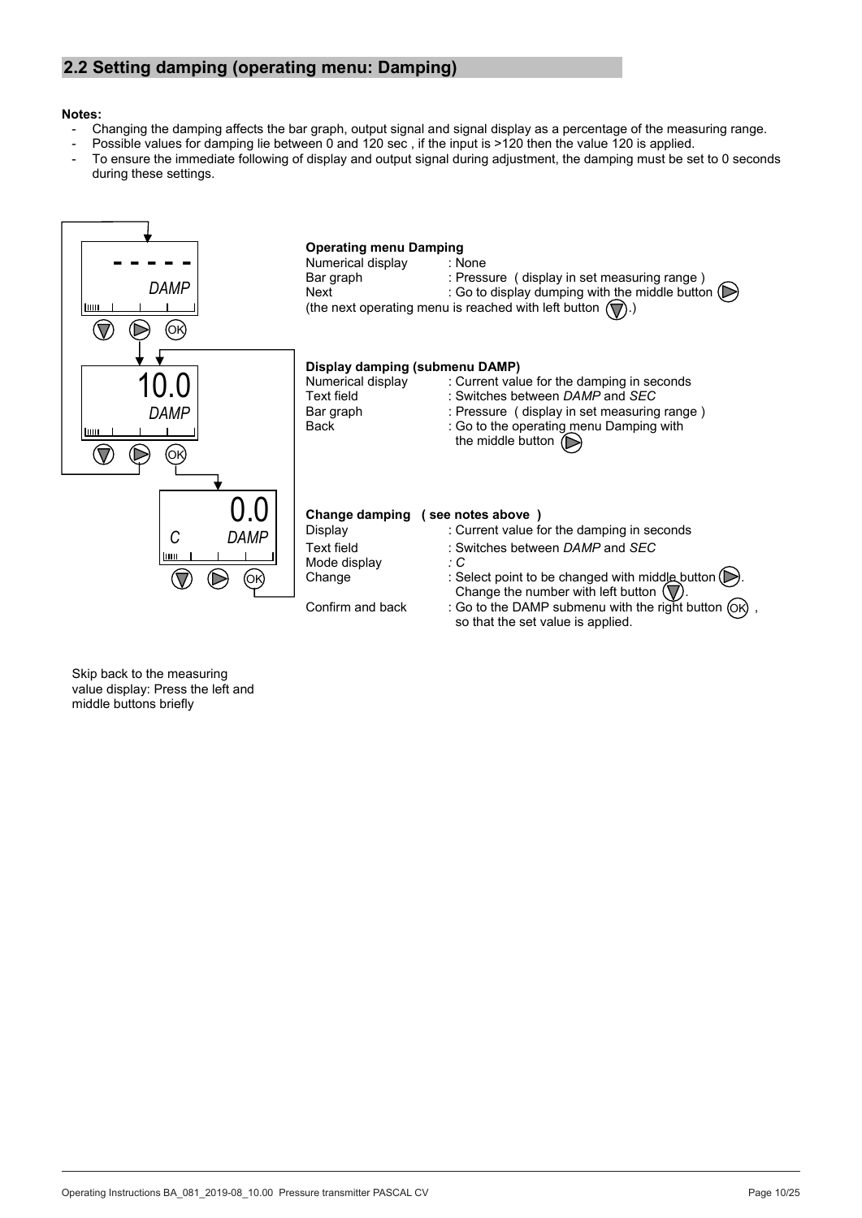## 2.2 Setting damping (operating menu: Damping)

**Notes:**

- Changing the damping affects the bar graph, output signal and signal display as a percentage of the measuring range.
- Possible values for damping lie between 0 and 120 sec , if the input is >120 then the value 120 is applied.
- To ensure the immediate following of display and output signal during adjustment, the damping must be set to 0 seconds during these settings.

- - - - -
*DAMP*

**Operating menu Damping**

| | |
|---|---|
| Numerical display | : None |
| Bar graph | : Pressure ( display in set measuring range ) |
| Next | : Go to display dumping with the middle button (▷) |

(the next operating menu is reached with left button (▽).)

10.0
*DAMP*

**Display damping (submenu DAMP)**

| | |
|---|---|
| Numerical display | : Current value for the damping in seconds |
| Text field | : Switches between *DAMP* and *SEC* |
| Bar graph | : Pressure ( display in set measuring range ) |
| Back | : Go to the operating menu Damping with the middle button (▷) |

0.0
*C* *DAMP*

**Change damping ( see notes above )**

| | |
|---|---|
| Display | : Current value for the damping in seconds |
| Text field | : Switches between *DAMP* and *SEC* |
| Mode display | *: C* |
| Change | : Select point to be changed with middle button (▷). Change the number with left button (▽). |
| Confirm and back | : Go to the DAMP submenu with the right button (OK) , so that the set value is applied. |

Skip back to the measuring value display: Press the left and middle buttons briefly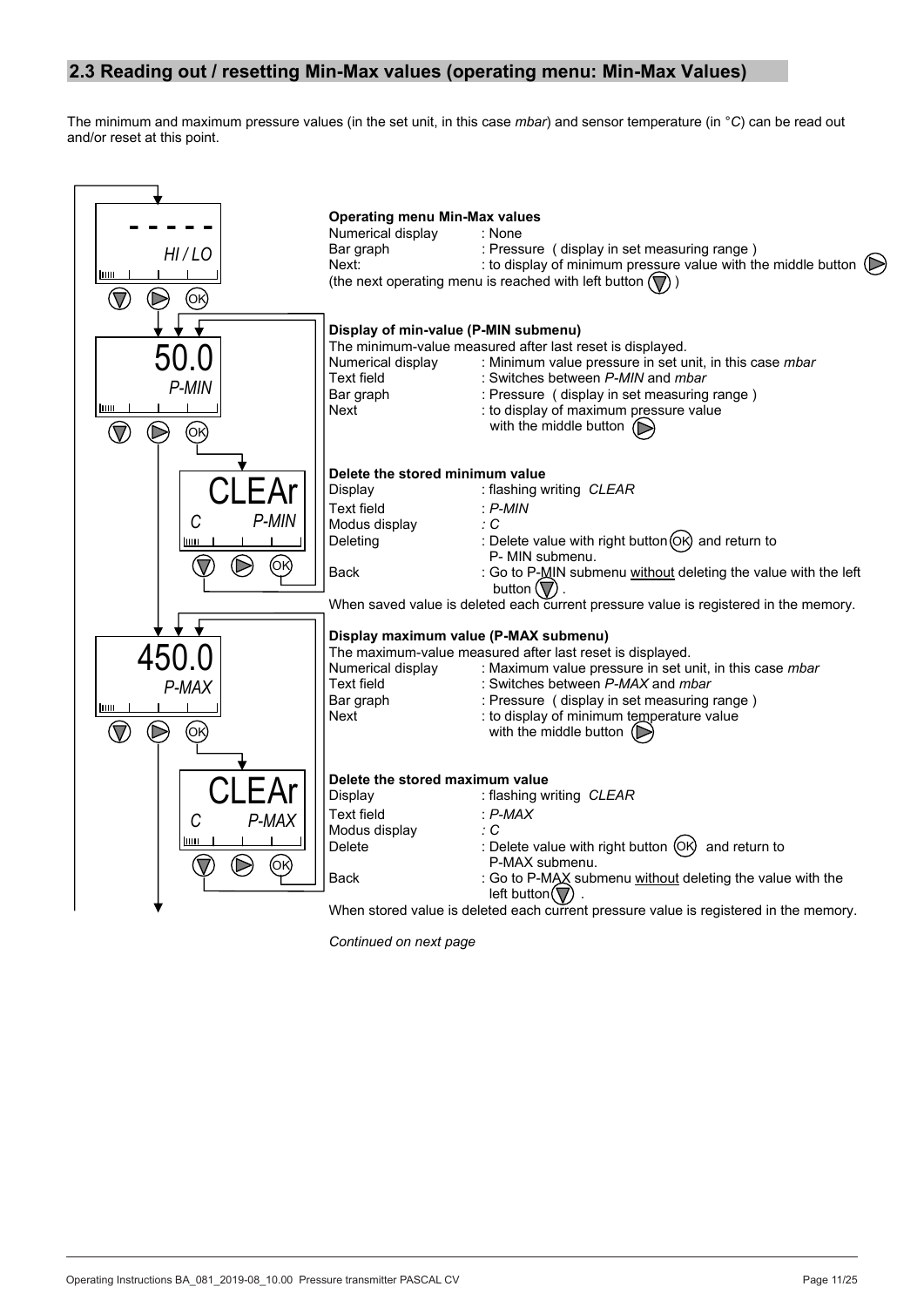## 2.3 Reading out / resetting Min-Max values (operating menu: Min-Max Values)

The minimum and maximum pressure values (in the set unit, in this case *mbar*) and sensor temperature (in °*C*) can be read out and/or reset at this point.

**Operating menu Min-Max values**

Numerical display : None
Bar graph : Pressure ( display in set measuring range )
Next: : to display of minimum pressure value with the middle button (▷)
(the next operating menu is reached with left button (▽) )

**Display of min-value (P-MIN submenu)**

The minimum-value measured after last reset is displayed.
Numerical display : Minimum value pressure in set unit, in this case *mbar*
Text field : Switches between *P-MIN* and *mbar*
Bar graph : Pressure ( display in set measuring range )
Next : to display of maximum pressure value with the middle button (▷)

**Delete the stored minimum value**

Display : flashing writing *CLEAR*
Text field : *P-MIN*
Modus display : *C*
Deleting : Delete value with right button (OK) and return to P- MIN submenu.
Back : Go to P-MIN submenu <u>without</u> deleting the value with the left button (▽) .

When saved value is deleted each current pressure value is registered in the memory.

**Display maximum value (P-MAX submenu)**

The maximum-value measured after last reset is displayed.
Numerical display : Maximum value pressure in set unit, in this case *mbar*
Text field : Switches between *P-MAX* and *mbar*
Bar graph : Pressure ( display in set measuring range )
Next : to display of minimum temperature value with the middle button (▷)

**Delete the stored maximum value**

Display : flashing writing *CLEAR*
Text field : *P-MAX*
Modus display : *C*
Delete : Delete value with right button (OK) and return to P-MAX submenu.
Back : Go to P-MAX submenu <u>without</u> deleting the value with the left button (▽) .

When stored value is deleted each current pressure value is registered in the memory.

*Continued on next page*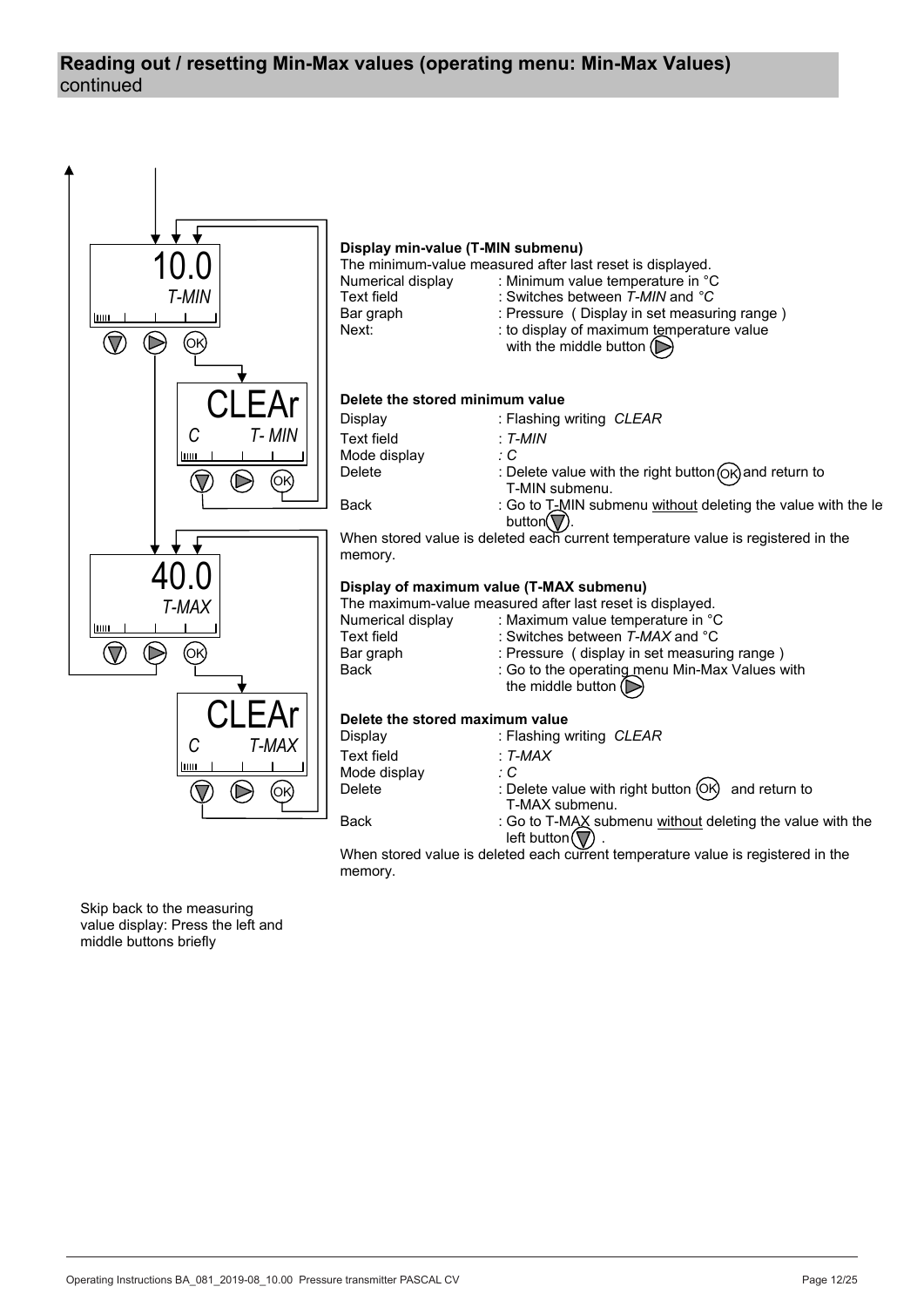## Reading out / resetting Min-Max values (operating menu: Min-Max Values)
continued

10.0
T-MIN

CLEAr
C T- MIN

40.0
T-MAX

CLEAr
C T-MAX

**Display min-value (T-MIN submenu)**

The minimum-value measured after last reset is displayed.

| | |
|---|---|
| Numerical display | : Minimum value temperature in °C |
| Text field | : Switches between *T-MIN* and *°C* |
| Bar graph | : Pressure ( Display in set measuring range ) |
| Next: | : to display of maximum temperature value with the middle button |

**Delete the stored minimum value**

| | |
|---|---|
| Display | : Flashing writing *CLEAR* |
| Text field | : *T-MIN* |
| Mode display | *: C* |
| Delete | : Delete value with the right button (OK) and return to T-MIN submenu. |
| Back | : Go to T-MIN submenu without deleting the value with the le button. |

When stored value is deleted each current temperature value is registered in the memory.

**Display of maximum value (T-MAX submenu)**

The maximum-value measured after last reset is displayed.

| | |
|---|---|
| Numerical display | : Maximum value temperature in °C |
| Text field | : Switches between *T-MAX* and °C |
| Bar graph | : Pressure ( display in set measuring range ) |
| Back | : Go to the operating menu Min-Max Values with the middle button |

**Delete the stored maximum value**

| | |
|---|---|
| Display | : Flashing writing *CLEAR* |
| Text field | : *T-MAX* |
| Mode display | *: C* |
| Delete | : Delete value with right button (OK) and return to T-MAX submenu. |
| Back | : Go to T-MAX submenu without deleting the value with the left button . |

When stored value is deleted each current temperature value is registered in the memory.

Skip back to the measuring value display: Press the left and middle buttons briefly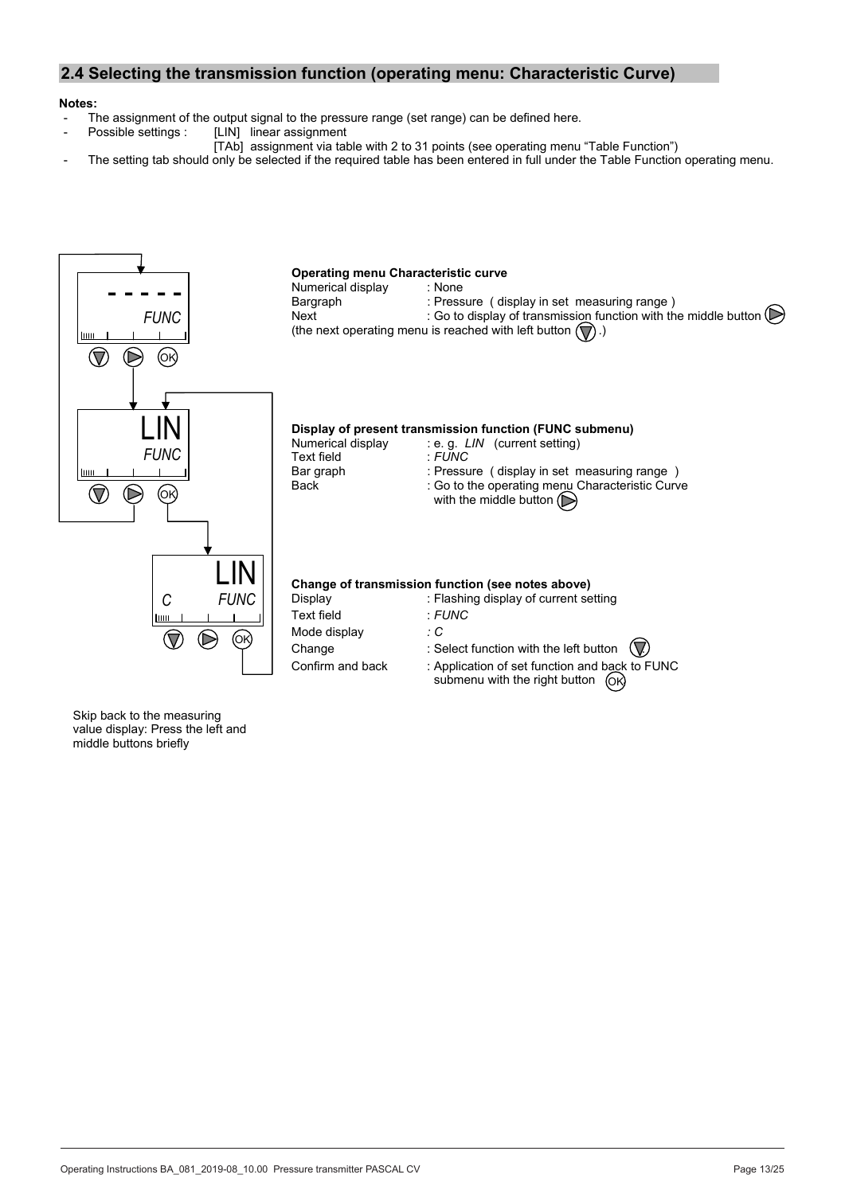## 2.4 Selecting the transmission function (operating menu: Characteristic Curve)

**Notes:**

- The assignment of the output signal to the pressure range (set range) can be defined here.
- Possible settings : [LIN] linear assignment
  [TAb] assignment via table with 2 to 31 points (see operating menu "Table Function")
- The setting tab should only be selected if the required table has been entered in full under the Table Function operating menu.

- - - - -
*FUNC*

**Operating menu Characteristic curve**

| | |
|---|---|
| Numerical display | : None |
| Bargraph | : Pressure ( display in set measuring range ) |
| Next | : Go to display of transmission function with the middle button ▷ |

(the next operating menu is reached with left button ▽ .)

LIN
*FUNC*

**Display of present transmission function (FUNC submenu)**

| | |
|---|---|
| Numerical display | : e. g. *LIN* (current setting) |
| Text field | : *FUNC* |
| Bar graph | : Pressure ( display in set measuring range ) |
| Back | : Go to the operating menu Characteristic Curve with the middle button ▷ |

LIN
*C FUNC*

**Change of transmission function (see notes above)**

| | |
|---|---|
| Display | : Flashing display of current setting |
| Text field | : *FUNC* |
| Mode display | : *C* |
| Change | : Select function with the left button ▽ |
| Confirm and back | : Application of set function and back to FUNC submenu with the right button OK |

Skip back to the measuring value display: Press the left and middle buttons briefly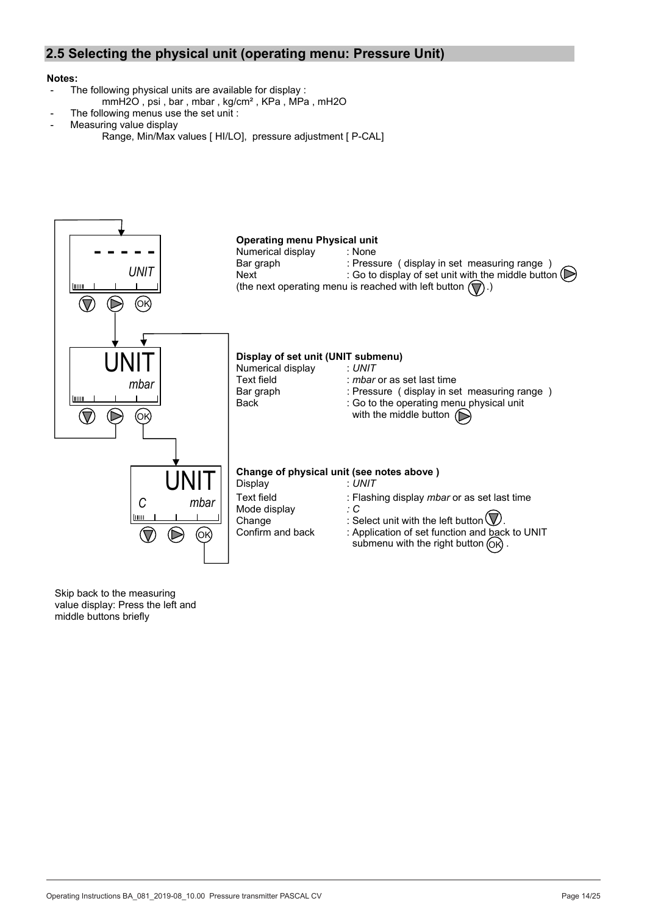## 2.5 Selecting the physical unit (operating menu: Pressure Unit)

**Notes:**

- The following physical units are available for display :
  mmH2O , psi , bar , mbar , kg/cm² , KPa , MPa , mH2O
- The following menus use the set unit :
- Measuring value display
  Range, Min/Max values [ HI/LO], pressure adjustment [ P-CAL]

- - - - -
*UNIT*

**Operating menu Physical unit**

| | |
|---|---|
| Numerical display | : None |
| Bar graph | : Pressure ( display in set measuring range ) |
| Next | : Go to display of set unit with the middle button |

(the next operating menu is reached with left button .)

UNIT
*mbar*

**Display of set unit (UNIT submenu)**

| | |
|---|---|
| Numerical display | : *UNIT* |
| Text field | : *mbar* or as set last time |
| Bar graph | : Pressure ( display in set measuring range ) |
| Back | : Go to the operating menu physical unit with the middle button |

UNIT
*C* *mbar*

**Change of physical unit (see notes above )**

| | |
|---|---|
| Display | : *UNIT* |
| Text field | : Flashing display *mbar* or as set last time |
| Mode display | *: C* |
| Change | : Select unit with the left button . |
| Confirm and back | : Application of set function and back to UNIT submenu with the right button OK . |

Skip back to the measuring value display: Press the left and middle buttons briefly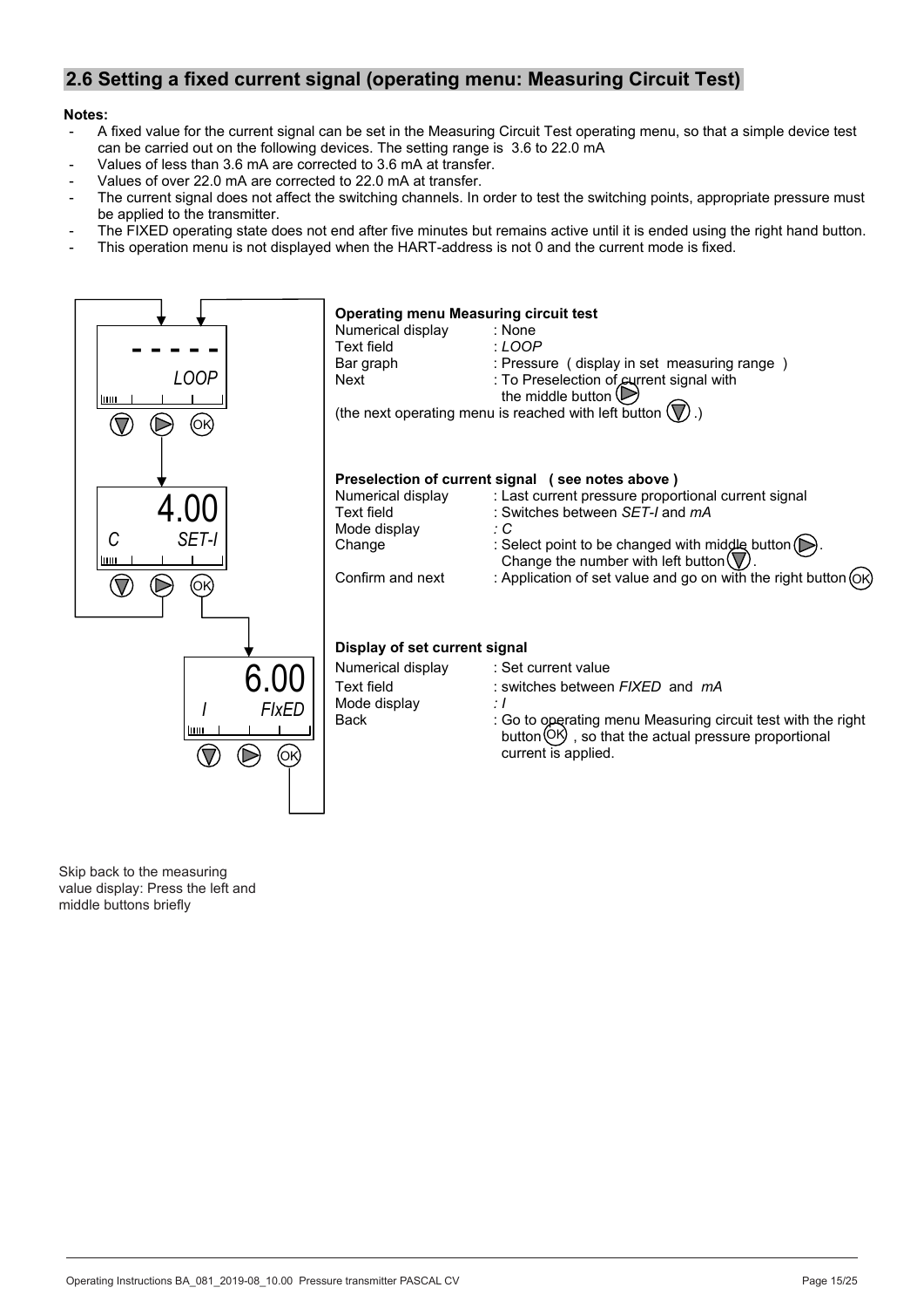## 2.6 Setting a fixed current signal (operating menu: Measuring Circuit Test)

**Notes:**

- A fixed value for the current signal can be set in the Measuring Circuit Test operating menu, so that a simple device test can be carried out on the following devices. The setting range is 3.6 to 22.0 mA
- Values of less than 3.6 mA are corrected to 3.6 mA at transfer.
- Values of over 22.0 mA are corrected to 22.0 mA at transfer.
- The current signal does not affect the switching channels. In order to test the switching points, appropriate pressure must be applied to the transmitter.
- The FIXED operating state does not end after five minutes but remains active until it is ended using the right hand button.
- This operation menu is not displayed when the HART-address is not 0 and the current mode is fixed.

**Operating menu Measuring circuit test**

| | |
|---|---|
| Numerical display | : None |
| Text field | : *LOOP* |
| Bar graph | : Pressure ( display in set measuring range ) |
| Next | : To Preselection of current signal with the middle button (▷) |

(the next operating menu is reached with left button (▽) .)

**Preselection of current signal ( see notes above )**

| | |
|---|---|
| Numerical display | : Last current pressure proportional current signal |
| Text field | : Switches between *SET-I* and *mA* |
| Mode display | *: C* |
| Change | : Select point to be changed with middle button (▷). Change the number with left button (▽). |
| Confirm and next | : Application of set value and go on with the right button (OK) |

**Display of set current signal**

| | |
|---|---|
| Numerical display | : Set current value |
| Text field | : switches between *FIXED* and *mA* |
| Mode display | *: I* |
| Back | : Go to operating menu Measuring circuit test with the right button (OK) , so that the actual pressure proportional current is applied. |

Skip back to the measuring value display: Press the left and middle buttons briefly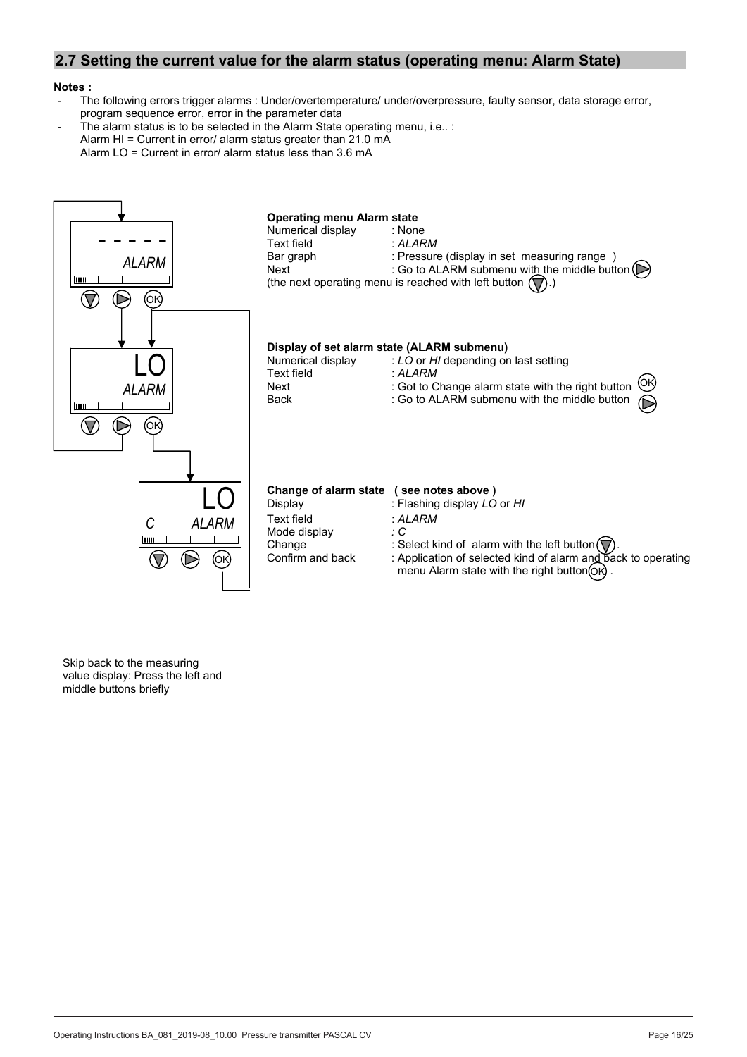## 2.7 Setting the current value for the alarm status (operating menu: Alarm State)

**Notes :**

- The following errors trigger alarms : Under/overtemperature/ under/overpressure, faulty sensor, data storage error, program sequence error, error in the parameter data
- The alarm status is to be selected in the Alarm State operating menu, i.e.. :
  Alarm HI = Current in error/ alarm status greater than 21.0 mA
  Alarm LO = Current in error/ alarm status less than 3.6 mA

- - - - -
*ALARM*

**Operating menu Alarm state**

| | |
|---|---|
| Numerical display | : None |
| Text field | : *ALARM* |
| Bar graph | : Pressure (display in set measuring range ) |
| Next | : Go to ALARM submenu with the middle button |

(the next operating menu is reached with left button .)

LO
*ALARM*

**Display of set alarm state (ALARM submenu)**

| | |
|---|---|
| Numerical display | : *LO* or *HI* depending on last setting |
| Text field | : *ALARM* |
| Next | : Got to Change alarm state with the right button OK |
| Back | : Go to ALARM submenu with the middle button |

LO
*C* *ALARM*

**Change of alarm state ( see notes above )**

| | |
|---|---|
| Display | : Flashing display *LO* or *HI* |
| Text field | : *ALARM* |
| Mode display | *: C* |
| Change | : Select kind of alarm with the left button . |
| Confirm and back | : Application of selected kind of alarm and back to operating menu Alarm state with the right button OK . |

Skip back to the measuring value display: Press the left and middle buttons briefly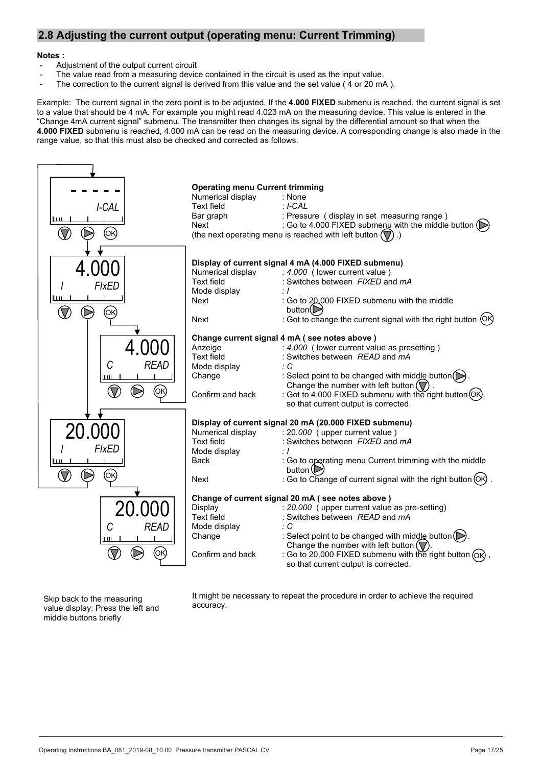## 2.8 Adjusting the current output (operating menu: Current Trimming)

**Notes :**

- Adjustment of the output current circuit
- The value read from a measuring device contained in the circuit is used as the input value.
- The correction to the current signal is derived from this value and the set value ( 4 or 20 mA ).

Example: The current signal in the zero point is to be adjusted. If the **4.000 FIXED** submenu is reached, the current signal is set to a value that should be 4 mA. For example you might read 4.023 mA on the measuring device. This value is entered in the "Change 4mA current signal" submenu. The transmitter then changes its signal by the differential amount so that when the **4.000 FIXED** submenu is reached, 4.000 mA can be read on the measuring device. A corresponding change is also made in the range value, so that this must also be checked and corrected as follows.

- - - - -
*I-CAL*

**Operating menu Current trimming**

| | |
|---|---|
| Numerical display | : None |
| Text field | : *I-CAL* |
| Bar graph | : Pressure ( display in set measuring range ) |
| Next | : Go to 4.000 FIXED submenu with the middle button |

(the next operating menu is reached with left button .)

4.000
*I FIxED*

**Display of current signal 4 mA (4.000 FIXED submenu)**

| | |
|---|---|
| Numerical display | : *4.000* ( lower current value ) |
| Text field | : Switches between *FIXED* and *mA* |
| Mode display | : *I* |
| Next | : Go to 20.000 FIXED submenu with the middle button |
| Next | : Got to change the current signal with the right button OK |

4.000
*C READ*

**Change current signal 4 mA ( see notes above )**

| | |
|---|---|
| Anzeige | : *4.000* ( lower current value as presetting ) |
| Text field | : Switches between *READ* and *mA* |
| Mode display | : *C* |
| Change | : Select point to be changed with middle button . Change the number with left button . |
| Confirm and back | : Got to 4.000 FIXED submenu with the right button OK, so that current output is corrected. |

20.000
*I FIxED*

**Display of current signal 20 mA (20.000 FIXED submenu)**

| | |
|---|---|
| Numerical display | : 2*0.000* ( upper current value ) |
| Text field | : Switches between *FIXED* and *mA* |
| Mode display | : *I* |
| Back | : Go to operating menu Current trimming with the middle button |
| Next | : Go to Change of current signal with the right button OK . |

20.000
*C READ*

**Change of current signal 20 mA ( see notes above )**

| | |
|---|---|
| Display | : *20.000* ( upper current value as pre-setting) |
| Text field | : Switches between *READ* and *mA* |
| Mode display | : *C* |
| Change | : Select point to be changed with middle button . Change the number with left button . |
| Confirm and back | : Go to 20.000 FIXED submenu with the right button OK , so that current output is corrected. |

Skip back to the measuring value display: Press the left and middle buttons briefly

It might be necessary to repeat the procedure in order to achieve the required accuracy.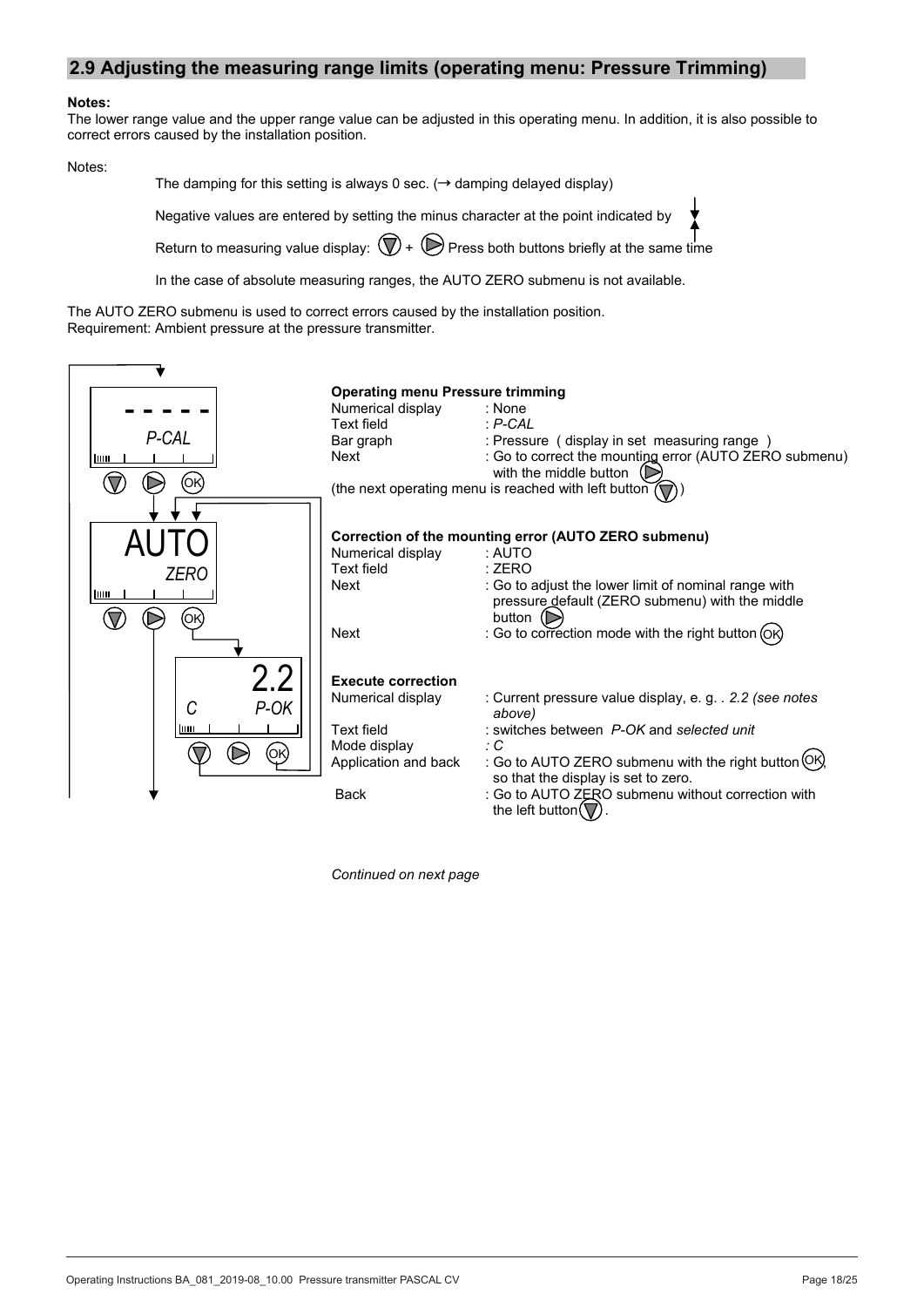## 2.9 Adjusting the measuring range limits (operating menu: Pressure Trimming)

**Notes:**
The lower range value and the upper range value can be adjusted in this operating menu. In addition, it is also possible to correct errors caused by the installation position.

Notes:

The damping for this setting is always 0 sec. (→ damping delayed display)

Negative values are entered by setting the minus character at the point indicated by

Return to measuring value display: (▽) + (▷) Press both buttons briefly at the same time

In the case of absolute measuring ranges, the AUTO ZERO submenu is not available.

The AUTO ZERO submenu is used to correct errors caused by the installation position.
Requirement: Ambient pressure at the pressure transmitter.

**Operating menu Pressure trimming**

| | |
|---|---|
| Numerical display | : None |
| Text field | : *P-CAL* |
| Bar graph | : Pressure ( display in set measuring range ) |
| Next | : Go to correct the mounting error (AUTO ZERO submenu) with the middle button (▷) |

(the next operating menu is reached with left button (▽))

**Correction of the mounting error (AUTO ZERO submenu)**

| | |
|---|---|
| Numerical display | : AUTO |
| Text field | : ZERO |
| Next | : Go to adjust the lower limit of nominal range with pressure default (ZERO submenu) with the middle button (▷) |
| Next | : Go to correction mode with the right button (OK) |

**Execute correction**

| | |
|---|---|
| Numerical display | : Current pressure value display, e. g. . *2.2 (see notes above)* |
| Text field | : switches between *P-OK* and *selected unit* |
| Mode display | *: C* |
| Application and back | : Go to AUTO ZERO submenu with the right button (OK), so that the display is set to zero. |
| Back | : Go to AUTO ZERO submenu without correction with the left button (▽). |

*Continued on next page*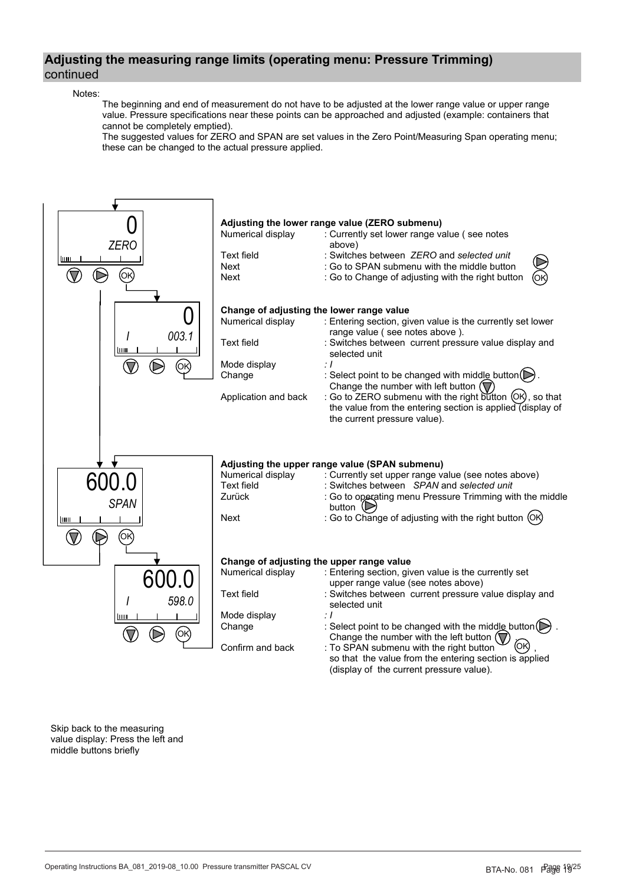## Adjusting the measuring range limits (operating menu: Pressure Trimming) continued

Notes:

The beginning and end of measurement do not have to be adjusted at the lower range value or upper range value. Pressure specifications near these points can be approached and adjusted (example: containers that cannot be completely emptied).
The suggested values for ZERO and SPAN are set values in the Zero Point/Measuring Span operating menu; these can be changed to the actual pressure applied.

0
*ZERO*

**Adjusting the lower range value (ZERO submenu)**

| | |
|---|---|
| Numerical display | : Currently set lower range value ( see notes above) |
| Text field | : Switches between *ZERO* and *selected unit* |
| Next | : Go to SPAN submenu with the middle button ▷ |
| Next | : Go to Change of adjusting with the right button OK |

0
*I 003.1*

**Change of adjusting the lower range value**

| | |
|---|---|
| Numerical display | : Entering section, given value is the currently set lower range value ( see notes above ). |
| Text field | : Switches between current pressure value display and selected unit |
| Mode display | : *I* |
| Change | : Select point to be changed with middle button ▷. Change the number with left button ▽ |
| Application and back | : Go to ZERO submenu with the right button OK, so that the value from the entering section is applied (display of the current pressure value). |

600.0
*SPAN*

**Adjusting the upper range value (SPAN submenu)**

| | |
|---|---|
| Numerical display | : Currently set upper range value (see notes above) |
| Text field | : Switches between *SPAN* and *selected unit* |
| Zurück | : Go to operating menu Pressure Trimming with the middle button ▷ |
| Next | : Go to Change of adjusting with the right button OK |

600.0
*I 598.0*

**Change of adjusting the upper range value**

| | |
|---|---|
| Numerical display | : Entering section, given value is the currently set upper range value (see notes above) |
| Text field | : Switches between current pressure value display and selected unit |
| Mode display | : *I* |
| Change | : Select point to be changed with the middle button ▷. Change the number with the left button ▽. |
| Confirm and back | : To SPAN submenu with the right button OK, so that the value from the entering section is applied (display of the current pressure value). |

Skip back to the measuring value display: Press the left and middle buttons briefly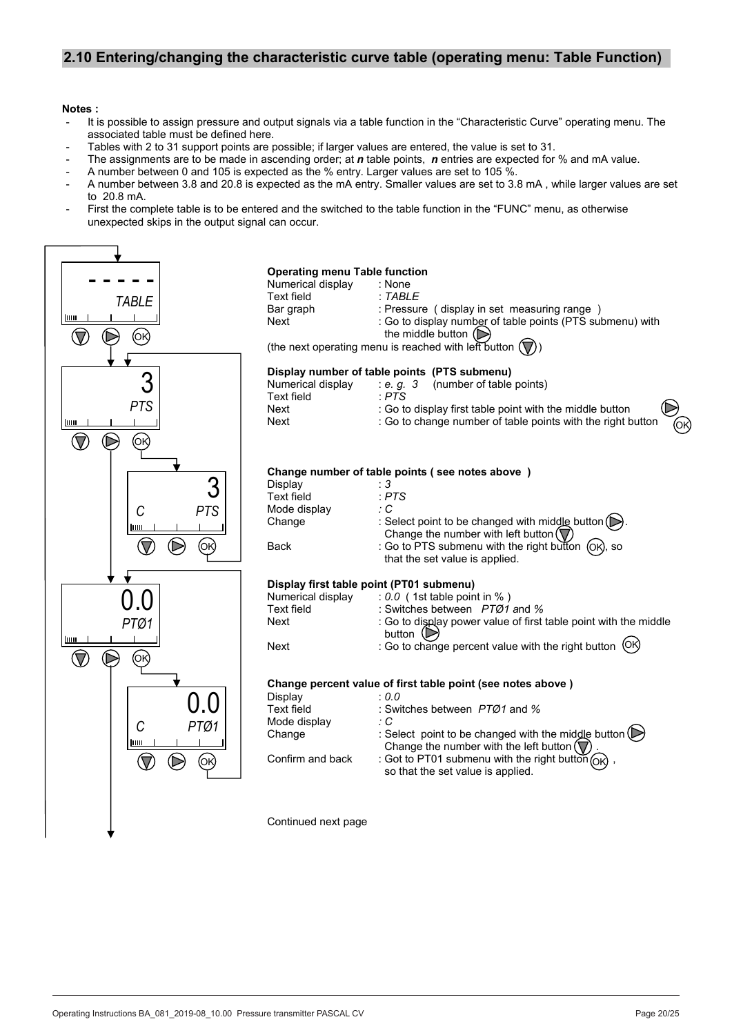## 2.10 Entering/changing the characteristic curve table (operating menu: Table Function)

**Notes :**

- It is possible to assign pressure and output signals via a table function in the “Characteristic Curve” operating menu. The associated table must be defined here.
- Tables with 2 to 31 support points are possible; if larger values are entered, the value is set to 31.
- The assignments are to be made in ascending order; at ***n*** table points, ***n*** entries are expected for % and mA value.
- A number between 0 and 105 is expected as the % entry. Larger values are set to 105 %.
- A number between 3.8 and 20.8 is expected as the mA entry. Smaller values are set to 3.8 mA , while larger values are set to 20.8 mA.
- First the complete table is to be entered and the switched to the table function in the “FUNC” menu, as otherwise unexpected skips in the output signal can occur.

**Operating menu Table function**

| | |
|---|---|
| Numerical display | : None |
| Text field | : *TABLE* |
| Bar graph | : Pressure ( display in set measuring range ) |
| Next | : Go to display number of table points (PTS submenu) with the middle button |

(the next operating menu is reached with left button )

**Display number of table points (PTS submenu)**

| | |
|---|---|
| Numerical display | : *e. g. 3* (number of table points) |
| Text field | : *PTS* |
| Next | : Go to display first table point with the middle button |
| Next | : Go to change number of table points with the right button |

**Change number of table points ( see notes above )**

| | |
|---|---|
| Display | : *3* |
| Text field | : *PTS* |
| Mode display | : *C* |
| Change | : Select point to be changed with middle button . Change the number with left button |
| Back | : Go to PTS submenu with the right button , so that the set value is applied. |

**Display first table point (PT01 submenu)**

| | |
|---|---|
| Numerical display | : *0.0* ( 1st table point in % ) |
| Text field | : Switches between *PTØ1* and *%* |
| Next | : Go to display power value of first table point with the middle button |
| Next | : Go to change percent value with the right button |

**Change percent value of first table point (see notes above )**

| | |
|---|---|
| Display | : *0.0* |
| Text field | : Switches between *PTØ1* and *%* |
| Mode display | : *C* |
| Change | : Select point to be changed with the middle button . Change the number with the left button . |
| Confirm and back | : Got to PT01 submenu with the right button , so that the set value is applied. |

Continued next page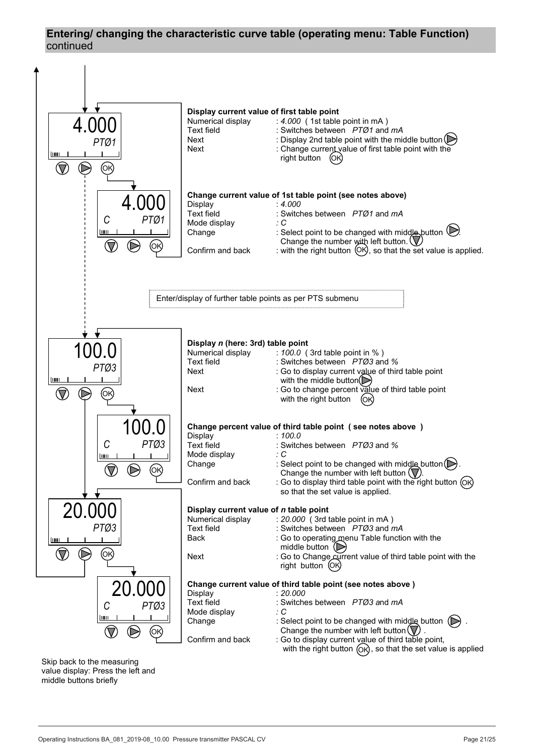## Entering/ changing the characteristic curve table (operating menu: Table Function) continued

4.000
*PTØ1*

**Display current value of first table point**

| | |
|---|---|
| Numerical display | : *4.000* ( 1st table point in mA ) |
| Text field | : Switches between *PTØ1* and *mA* |
| Next | : Display 2nd table point with the middle button ▷ |
| Next | : Change current value of first table point with the right button (OK) |

4.000
*C PTØ1*

**Change current value of 1st table point (see notes above)**

| | |
|---|---|
| Display | : *4.000* |
| Text field | : Switches between *PTØ1* and *mA* |
| Mode display | : *C* |
| Change | : Select point to be changed with middle button ▷. Change the number with left button. ▽ |
| Confirm and back | : with the right button (OK), so that the set value is applied. |

Enter/display of further table points as per PTS submenu

100.0
*PTØ3*

**Display *n* (here: 3rd) table point**

| | |
|---|---|
| Numerical display | : *100.0* ( 3rd table point in % ) |
| Text field | : Switches between *PTØ3* and *%* |
| Next | : Go to display current value of third table point with the middle button ▷ |
| Next | : Go to change percent value of third table point with the right button (OK) |

100.0
*C PTØ3*

**Change percent value of third table point ( see notes above )**

| | |
|---|---|
| Display | : *100.0* |
| Text field | : Switches between *PTØ3* and *%* |
| Mode display | : *C* |
| Change | : Select point to be changed with middle button ▷. Change the number with left button ▽. |
| Confirm and back | : Go to display third table point with the right button (OK) so that the set value is applied. |

20.000
*PTØ3*

**Display current value of *n* table point**

| | |
|---|---|
| Numerical display | : *20.000* ( 3rd table point in mA ) |
| Text field | : Switches between *PTØ3* and *mA* |
| Back | : Go to operating menu Table function with the middle button ▷ |
| Next | : Go to Change current value of third table point with the right button (OK) |

20.000
*C PTØ3*

**Change current value of third table point (see notes above )**

| | |
|---|---|
| Display | : *20.000* |
| Text field | : Switches between *PTØ3* and *mA* |
| Mode display | : *C* |
| Change | : Select point to be changed with middle button ▷. Change the number with left button ▽. |
| Confirm and back | : Go to display current value of third table point, with the right button (OK), so that the set value is applied |

Skip back to the measuring value display: Press the left and middle buttons briefly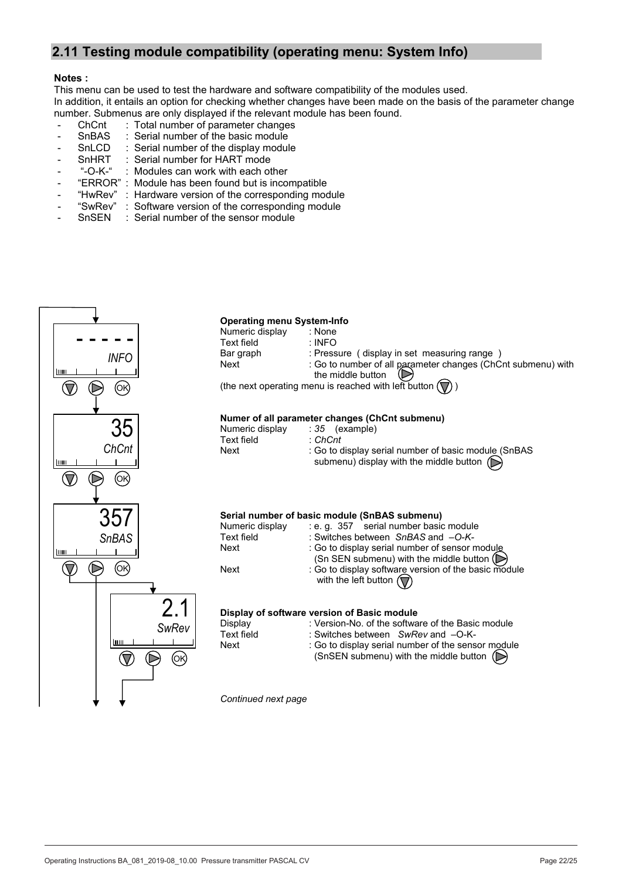## 2.11 Testing module compatibility (operating menu: System Info)

**Notes :**

This menu can be used to test the hardware and software compatibility of the modules used.
In addition, it entails an option for checking whether changes have been made on the basis of the parameter change number. Submenus are only displayed if the relevant module has been found.

- ChCnt : Total number of parameter changes
- SnBAS : Serial number of the basic module
- SnLCD : Serial number of the display module
- SnHRT : Serial number for HART mode
- "-O-K-" : Modules can work with each other
- "ERROR" : Module has been found but is incompatible
- "HwRev" : Hardware version of the corresponding module
- "SwRev" : Software version of the corresponding module
- SnSEN : Serial number of the sensor module

**Operating menu System-Info**

Numeric display : None
Text field : INFO
Bar graph : Pressure ( display in set measuring range )
Next : Go to number of all parameter changes (ChCnt submenu) with the middle button
(the next operating menu is reached with left button )

**Numer of all parameter changes (ChCnt submenu)**

Numeric display : *35* (example)
Text field : *ChCnt*
Next : Go to display serial number of basic module (SnBAS submenu) display with the middle button

**Serial number of basic module (SnBAS submenu)**

Numeric display : e. g. 357 serial number basic module
Text field : Switches between *SnBAS* and *–O-K-*
Next : Go to display serial number of sensor module (Sn SEN submenu) with the middle button
Next : Go to display software version of the basic module with the left button

**Display of software version of Basic module**

Display : Version-No. of the software of the Basic module
Text field : Switches between *SwRev* and *–O-K-*
Next : Go to display serial number of the sensor module (SnSEN submenu) with the middle button

*Continued next page*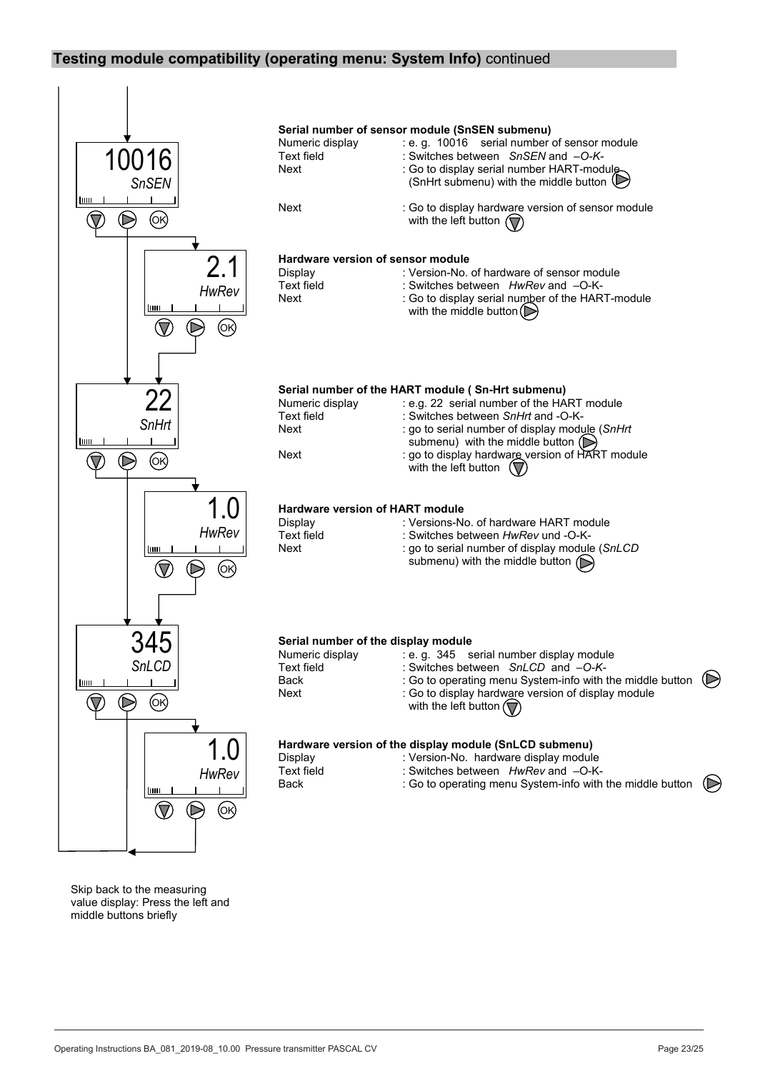## **Testing module compatibility (operating menu: System Info)** continued

10016
*SnSEN*

**Serial number of sensor module (SnSEN submenu)**

Numeric display : e. g. 10016 serial number of sensor module
Text field : Switches between *SnSEN* and *–O-K-*
Next : Go to display serial number HART-module (SnHrt submenu) with the middle button

Next : Go to display hardware version of sensor module with the left button

2.1
*HwRev*

**Hardware version of sensor module**

Display : Version-No. of hardware of sensor module
Text field : Switches between *HwRev* and –O-K-
Next : Go to display serial number of the HART-module with the middle button

22
*SnHrt*

**Serial number of the HART module ( Sn-Hrt submenu)**

Numeric display : e.g. 22 serial number of the HART module
Text field : Switches between *SnHrt* and -O-K-
Next : go to serial number of display module (*SnHrt* submenu) with the middle button
Next : go to display hardware version of HART module with the left button

1.0
*HwRev*

**Hardware version of HART module**

Display : Versions-No. of hardware HART module
Text field : Switches between *HwRev* und -O-K-
Next : go to serial number of display module (*SnLCD* submenu) with the middle button

345
*SnLCD*

**Serial number of the display module**

Numeric display : e. g. 345 serial number display module
Text field : Switches between *SnLCD* and *–O-K-*
Back : Go to operating menu System-info with the middle button
Next : Go to display hardware version of display module with the left button

1.0
*HwRev*

**Hardware version of the display module (SnLCD submenu)**

Display : Version-No. hardware display module
Text field : Switches between *HwRev* and –O-K-
Back : Go to operating menu System-info with the middle button

Skip back to the measuring value display: Press the left and middle buttons briefly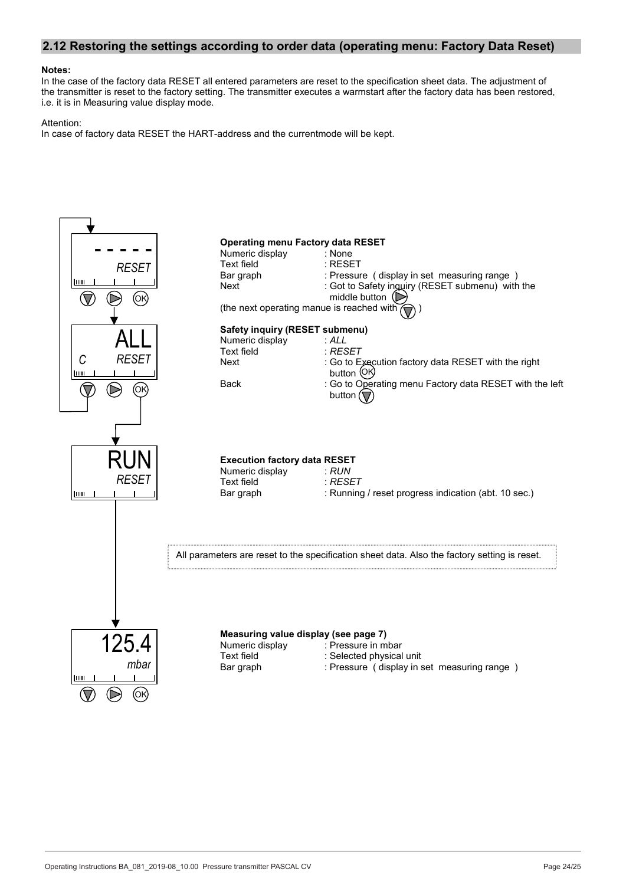## 2.12 Restoring the settings according to order data (operating menu: Factory Data Reset)

**Notes:**
In the case of the factory data RESET all entered parameters are reset to the specification sheet data. The adjustment of the transmitter is reset to the factory setting. The transmitter executes a warmstart after the factory data has been restored, i.e. it is in Measuring value display mode.

Attention:
In case of factory data RESET the HART-address and the currentmode will be kept.

**Operating menu Factory data RESET**

Numeric display : None
Text field : RESET
Bar graph : Pressure ( display in set measuring range )
Next : Got to Safety inquiry (RESET submenu) with the middle button (▷)
(the next operating manue is reached with (▽) )

**Safety inquiry (RESET submenu)**

Numeric display : *ALL*
Text field : *RESET*
Next : Go to Execution factory data RESET with the right button (OK)
Back : Go to Operating menu Factory data RESET with the left button (▽)

**Execution factory data RESET**

Numeric display : *RUN*
Text field : *RESET*
Bar graph : Running / reset progress indication (abt. 10 sec.)

All parameters are reset to the specification sheet data. Also the factory setting is reset.

**Measuring value display (see page 7)**

Numeric display : Pressure in mbar
Text field : Selected physical unit
Bar graph : Pressure ( display in set measuring range )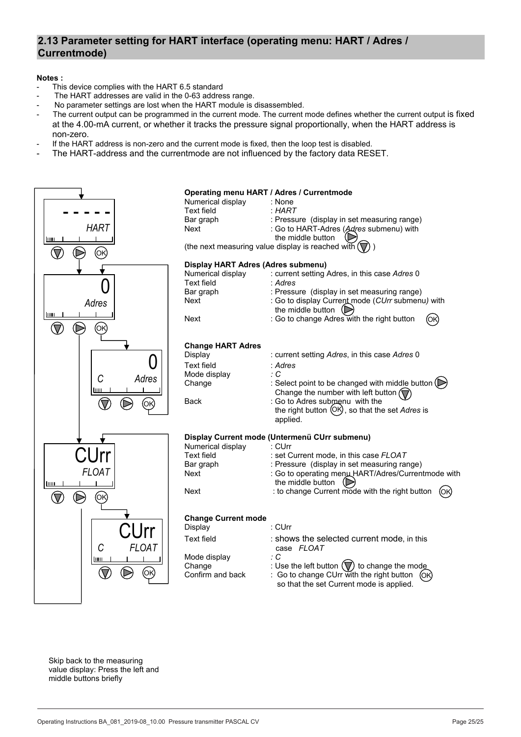## 2.13 Parameter setting for HART interface (operating menu: HART / Adres / Currentmode)

**Notes :**

- This device complies with the HART 6.5 standard
- The HART addresses are valid in the 0-63 address range.
- No parameter settings are lost when the HART module is disassembled.
- The current output can be programmed in the current mode. The current mode defines whether the current output is fixed at the 4.00-mA current, or whether it tracks the pressure signal proportionally, when the HART address is non-zero.
- If the HART address is non-zero and the current mode is fixed, then the loop test is disabled.
- The HART-address and the currentmode are not influenced by the factory data RESET.

- - - - -
*HART*

0
*Adres*

0
*C* *Adres*

CUrr
*FLOAT*

CUrr
*C* *FLOAT*

**Operating menu HART / Adres / Currentmode**

| | |
|---|---|
| Numerical display | : None |
| Text field | : *HART* |
| Bar graph | : Pressure (display in set measuring range) |
| Next | : Go to HART-Adres (*Adres* submenu) with the middle button |

(the next measuring value display is reached with ▽ )

**Display HART Adres (Adres submenu)**

| | |
|---|---|
| Numerical display | : current setting Adres, in this case *Adres* 0 |
| Text field | : *Adres* |
| Bar graph | : Pressure (display in set measuring range) |
| Next | : Go to display Current mode (*CUrr* submenu*)* with the middle button |
| Next | : Go to change Adres with the right button (OK) |

**Change HART Adres**

| | |
|---|---|
| Display | : current setting *Adres*, in this case *Adres* 0 |
| Text field | : *Adres* |
| Mode display | *: C* |
| Change | : Select point to be changed with middle button; Change the number with left button ▽ |
| Back | : Go to Adres submenu with the right button (OK), so that the set *Adres* is applied. |

**Display Current mode (Untermenü CUrr submenu)**

| | |
|---|---|
| Numerical display | : CUrr |
| Text field | : set Current mode, in this case *FLOAT* |
| Bar graph | : Pressure (display in set measuring range) |
| Next | : Go to operating menu HART/Adres/Currentmode with the middle button |
| Next | : to change Current mode with the right button (OK) |

**Change Current mode**

| | |
|---|---|
| Display | : CUrr |
| Text field | : shows the selected current mode, in this case *FLOAT* |
| Mode display | *: C* |
| Change | : Use the left button ▽ to change the mode |
| Confirm and back | : Go to change CUrr with the right button (OK) so that the set Current mode is applied. |

Skip back to the measuring value display: Press the left and middle buttons briefly